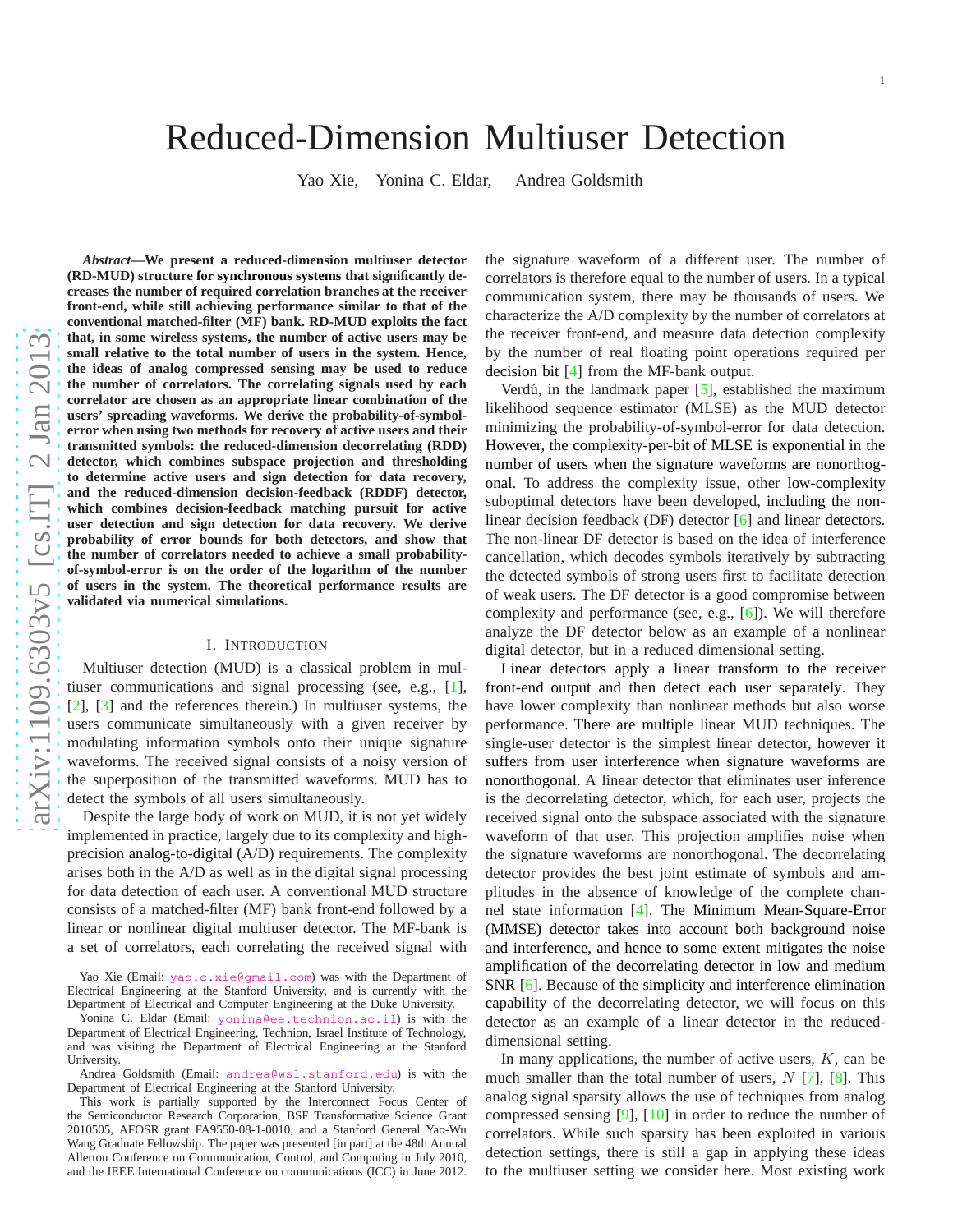# Reduced-Dimension Multiuser Detection

Yao Xie, Yonina C. Eldar, Andrea Goldsmith

***Abstract*—We present a reduced-dimension multiuser detector (RD-MUD) structure for synchronous systems that significantly decreases the number of required correlation branches at the receiver front-end, while still achieving performance similar to that of the conventional matched-filter (MF) bank. RD-MUD exploits the fact that, in some wireless systems, the number of active users may be small relative to the total number of users in the system. Hence, the ideas of analog compressed sensing may be used to reduce the number of correlators. The correlating signals used by each correlator are chosen as an appropriate linear combination of the users' spreading waveforms. We derive the probability-of-symbol-error when using two methods for recovery of active users and their transmitted symbols: the reduced-dimension decorrelating (RDD) detector, which combines subspace projection and thresholding to determine active users and sign detection for data recovery, and the reduced-dimension decision-feedback (RDDF) detector, which combines decision-feedback matching pursuit for active user detection and sign detection for data recovery. We derive probability of error bounds for both detectors, and show that the number of correlators needed to achieve a small probability-of-symbol-error is on the order of the logarithm of the number of users in the system. The theoretical performance results are validated via numerical simulations.**

## I. Introduction

Multiuser detection (MUD) is a classical problem in multiuser communications and signal processing (see, e.g., [1], [2], [3] and the references therein.) In multiuser systems, the users communicate simultaneously with a given receiver by modulating information symbols onto their unique signature waveforms. The received signal consists of a noisy version of the superposition of the transmitted waveforms. MUD has to detect the symbols of all users simultaneously.

Despite the large body of work on MUD, it is not yet widely implemented in practice, largely due to its complexity and high-precision analog-to-digital (A/D) requirements. The complexity arises both in the A/D as well as in the digital signal processing for data detection of each user. A conventional MUD structure consists of a matched-filter (MF) bank front-end followed by a linear or nonlinear digital multiuser detector. The MF-bank is a set of correlators, each correlating the received signal with the signature waveform of a different user. The number of correlators is therefore equal to the number of users. In a typical communication system, there may be thousands of users. We characterize the A/D complexity by the number of correlators at the receiver front-end, and measure data detection complexity by the number of real floating point operations required per decision bit [4] from the MF-bank output.

Verdú, in the landmark paper [5], established the maximum likelihood sequence estimator (MLSE) as the MUD detector minimizing the probability-of-symbol-error for data detection. However, the complexity-per-bit of MLSE is exponential in the number of users when the signature waveforms are nonorthogonal. To address the complexity issue, other low-complexity suboptimal detectors have been developed, including the non-linear decision feedback (DF) detector [6] and linear detectors. The non-linear DF detector is based on the idea of interference cancellation, which decodes symbols iteratively by subtracting the detected symbols of strong users first to facilitate detection of weak users. The DF detector is a good compromise between complexity and performance (see, e.g., [6]). We will therefore analyze the DF detector below as an example of a nonlinear digital detector, but in a reduced dimensional setting.

Linear detectors apply a linear transform to the receiver front-end output and then detect each user separately. They have lower complexity than nonlinear methods but also worse performance. There are multiple linear MUD techniques. The single-user detector is the simplest linear detector, however it suffers from user interference when signature waveforms are nonorthogonal. A linear detector that eliminates user inference is the decorrelating detector, which, for each user, projects the received signal onto the subspace associated with the signature waveform of that user. This projection amplifies noise when the signature waveforms are nonorthogonal. The decorrelating detector provides the best joint estimate of symbols and amplitudes in the absence of knowledge of the complete channel state information [4]. The Minimum Mean-Square-Error (MMSE) detector takes into account both background noise and interference, and hence to some extent mitigates the noise amplification of the decorrelating detector in low and medium SNR [6]. Because of the simplicity and interference elimination capability of the decorrelating detector, we will focus on this detector as an example of a linear detector in the reduced-dimensional setting.

In many applications, the number of active users, $K$, can be much smaller than the total number of users, $N$ [7], [8]. This analog signal sparsity allows the use of techniques from analog compressed sensing [9], [10] in order to reduce the number of correlators. While such sparsity has been exploited in various detection settings, there is still a gap in applying these ideas to the multiuser setting we consider here. Most existing work

Yao Xie (Email: yao.c.xie@gmail.com) was with the Department of Electrical Engineering at the Stanford University, and is currently with the Department of Electrical and Computer Engineering at the Duke University.

Yonina C. Eldar (Email: yonina@ee.technion.ac.il) is with the Department of Electrical Engineering, Technion, Israel Institute of Technology, and was visiting the Department of Electrical Engineering at the Stanford University.

Andrea Goldsmith (Email: andrea@wsl.stanford.edu) is with the Department of Electrical Engineering at the Stanford University.

This work is partially supported by the Interconnect Focus Center of the Semiconductor Research Corporation, BSF Transformative Science Grant 2010505, AFOSR grant FA9550-08-1-0010, and a Stanford General Yao-Wu Wang Graduate Fellowship. The paper was presented [in part] at the 48th Annual Allerton Conference on Communication, Control, and Computing in July 2010, and the IEEE International Conference on communications (ICC) in June 2012.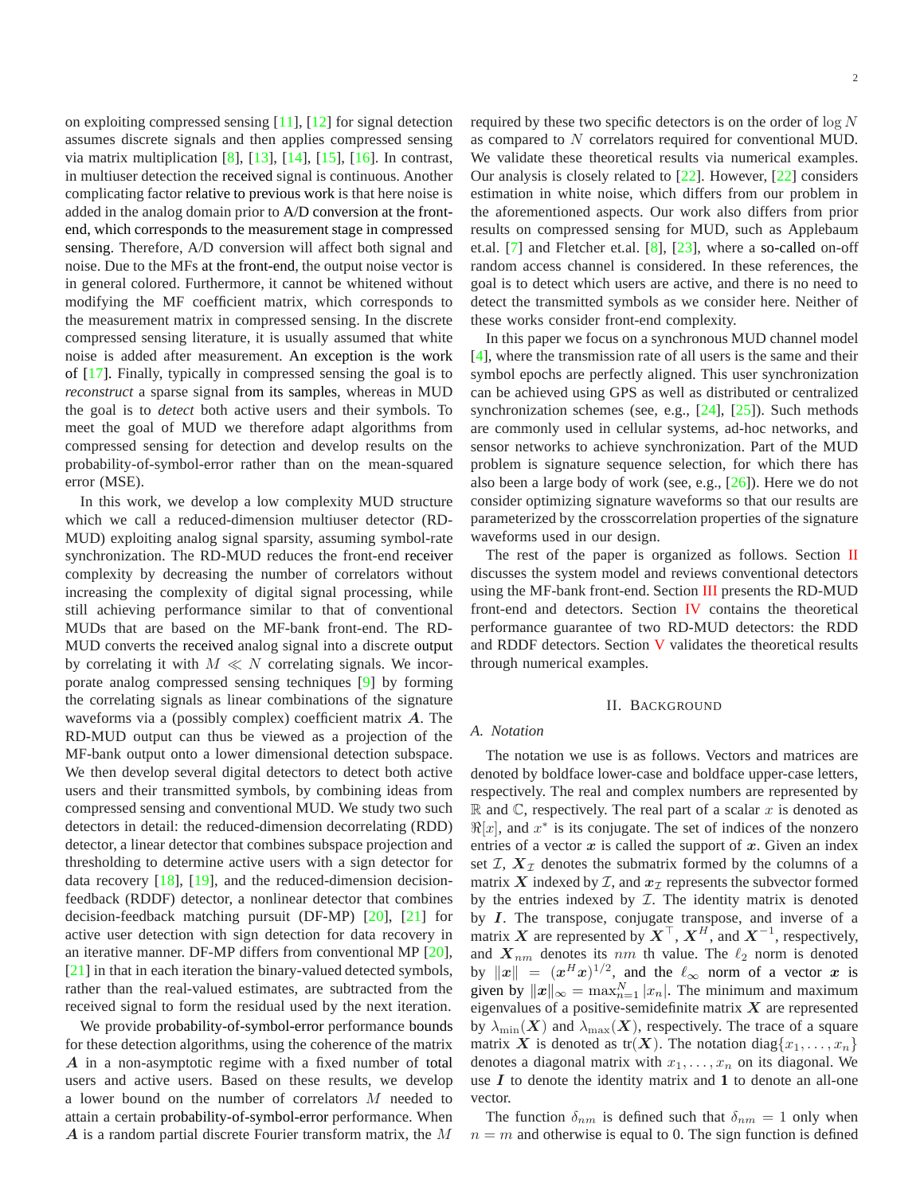on exploiting compressed sensing [11], [12] for signal detection assumes discrete signals and then applies compressed sensing via matrix multiplication [8], [13], [14], [15], [16]. In contrast, in multiuser detection the received signal is continuous. Another complicating factor relative to previous work is that here noise is added in the analog domain prior to A/D conversion at the front-end, which corresponds to the measurement stage in compressed sensing. Therefore, A/D conversion will affect both signal and noise. Due to the MFs at the front-end, the output noise vector is in general colored. Furthermore, it cannot be whitened without modifying the MF coefficient matrix, which corresponds to the measurement matrix in compressed sensing. In the discrete compressed sensing literature, it is usually assumed that white noise is added after measurement. An exception is the work of [17]. Finally, typically in compressed sensing the goal is to *reconstruct* a sparse signal from its samples, whereas in MUD the goal is to *detect* both active users and their symbols. To meet the goal of MUD we therefore adapt algorithms from compressed sensing for detection and develop results on the probability-of-symbol-error rather than on the mean-squared error (MSE).

In this work, we develop a low complexity MUD structure which we call a reduced-dimension multiuser detector (RD-MUD) exploiting analog signal sparsity, assuming symbol-rate synchronization. The RD-MUD reduces the front-end receiver complexity by decreasing the number of correlators without increasing the complexity of digital signal processing, while still achieving performance similar to that of conventional MUDs that are based on the MF-bank front-end. The RD-MUD converts the received analog signal into a discrete output by correlating it with $M \ll N$ correlating signals. We incorporate analog compressed sensing techniques [9] by forming the correlating signals as linear combinations of the signature waveforms via a (possibly complex) coefficient matrix $\boldsymbol{A}$. The RD-MUD output can thus be viewed as a projection of the MF-bank output onto a lower dimensional detection subspace. We then develop several digital detectors to detect both active users and their transmitted symbols, by combining ideas from compressed sensing and conventional MUD. We study two such detectors in detail: the reduced-dimension decorrelating (RDD) detector, a linear detector that combines subspace projection and thresholding to determine active users with a sign detector for data recovery [18], [19], and the reduced-dimension decision-feedback (RDDF) detector, a nonlinear detector that combines decision-feedback matching pursuit (DF-MP) [20], [21] for active user detection with sign detection for data recovery in an iterative manner. DF-MP differs from conventional MP [20], [21] in that in each iteration the binary-valued detected symbols, rather than the real-valued estimates, are subtracted from the received signal to form the residual used by the next iteration.

We provide probability-of-symbol-error performance bounds for these detection algorithms, using the coherence of the matrix $\boldsymbol{A}$ in a non-asymptotic regime with a fixed number of total users and active users. Based on these results, we develop a lower bound on the number of correlators $M$ needed to attain a certain probability-of-symbol-error performance. When $\boldsymbol{A}$ is a random partial discrete Fourier transform matrix, the $M$ required by these two specific detectors is on the order of $\log N$ as compared to $N$ correlators required for conventional MUD. We validate these theoretical results via numerical examples. Our analysis is closely related to [22]. However, [22] considers estimation in white noise, which differs from our problem in the aforementioned aspects. Our work also differs from prior results on compressed sensing for MUD, such as Applebaum et.al. [7] and Fletcher et.al. [8], [23], where a so-called on-off random access channel is considered. In these references, the goal is to detect which users are active, and there is no need to detect the transmitted symbols as we consider here. Neither of these works consider front-end complexity.

In this paper we focus on a synchronous MUD channel model [4], where the transmission rate of all users is the same and their symbol epochs are perfectly aligned. This user synchronization can be achieved using GPS as well as distributed or centralized synchronization schemes (see, e.g., [24], [25]). Such methods are commonly used in cellular systems, ad-hoc networks, and sensor networks to achieve synchronization. Part of the MUD problem is signature sequence selection, for which there has also been a large body of work (see, e.g., [26]). Here we do not consider optimizing signature waveforms so that our results are parameterized by the crosscorrelation properties of the signature waveforms used in our design.

The rest of the paper is organized as follows. Section II discusses the system model and reviews conventional detectors using the MF-bank front-end. Section III presents the RD-MUD front-end and detectors. Section IV contains the theoretical performance guarantee of two RD-MUD detectors: the RDD and RDDF detectors. Section V validates the theoretical results through numerical examples.

## II. Background

### A. Notation

The notation we use is as follows. Vectors and matrices are denoted by boldface lower-case and boldface upper-case letters, respectively. The real and complex numbers are represented by $\mathbb{R}$ and $\mathbb{C}$, respectively. The real part of a scalar $x$ is denoted as $\Re[x]$, and $x^*$ is its conjugate. The set of indices of the nonzero entries of a vector $\boldsymbol{x}$ is called the support of $\boldsymbol{x}$. Given an index set $\mathcal{I}$, $\boldsymbol{X}_{\mathcal{I}}$ denotes the submatrix formed by the columns of a matrix $\boldsymbol{X}$ indexed by $\mathcal{I}$, and $\boldsymbol{x}_{\mathcal{I}}$ represents the subvector formed by the entries indexed by $\mathcal{I}$. The identity matrix is denoted by $\boldsymbol{I}$. The transpose, conjugate transpose, and inverse of a matrix $\boldsymbol{X}$ are represented by $\boldsymbol{X}^\top$, $\boldsymbol{X}^H$, and $\boldsymbol{X}^{-1}$, respectively, and $\boldsymbol{X}_{nm}$ denotes its $nm$ th value. The $\ell_2$ norm is denoted by $\|\boldsymbol{x}\| = (\boldsymbol{x}^H\boldsymbol{x})^{1/2}$, and the $\ell_\infty$ norm of a vector $\boldsymbol{x}$ is given by $\|\boldsymbol{x}\|_\infty = \max_{n=1}^N |x_n|$. The minimum and maximum eigenvalues of a positive-semidefinite matrix $\boldsymbol{X}$ are represented by $\lambda_{\min}(\boldsymbol{X})$ and $\lambda_{\max}(\boldsymbol{X})$, respectively. The trace of a square matrix $\boldsymbol{X}$ is denoted as $\mathrm{tr}(\boldsymbol{X})$. The notation $\mathrm{diag}\{x_1, \ldots, x_n\}$ denotes a diagonal matrix with $x_1, \ldots, x_n$ on its diagonal. We use $\boldsymbol{I}$ to denote the identity matrix and $\boldsymbol{1}$ to denote an all-one vector.

The function $\delta_{nm}$ is defined such that $\delta_{nm} = 1$ only when $n = m$ and otherwise is equal to 0. The sign function is defined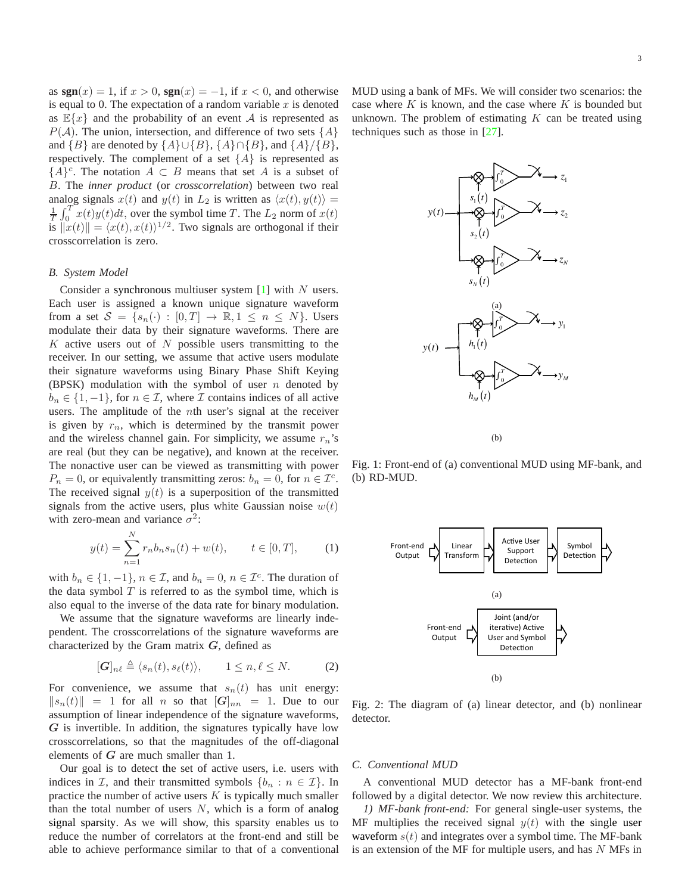as $\mathbf{sgn}(x) = 1$, if $x > 0$, $\mathbf{sgn}(x) = -1$, if $x < 0$, and otherwise is equal to 0. The expectation of a random variable $x$ is denoted as $\mathbb{E}\{x\}$ and the probability of an event $\mathcal{A}$ is represented as $P(\mathcal{A})$. The union, intersection, and difference of two sets $\{A\}$ and $\{B\}$ are denoted by $\{A\} \cup \{B\}$, $\{A\} \cap \{B\}$, and $\{A\}/\{B\}$, respectively. The complement of a set $\{A\}$ is represented as $\{A\}^c$. The notation $A \subset B$ means that set $A$ is a subset of $B$. The *inner product* (or *crosscorrelation*) between two real analog signals $x(t)$ and $y(t)$ in $L_2$ is written as $\langle x(t), y(t) \rangle = \frac{1}{T}\int_0^T x(t)y(t)dt$, over the symbol time $T$. The $L_2$ norm of $x(t)$ is $\|x(t)\| = \langle x(t), x(t) \rangle^{1/2}$. Two signals are orthogonal if their crosscorrelation is zero.

### B. System Model

Consider a synchronous multiuser system [1] with $N$ users. Each user is assigned a known unique signature waveform from a set $\mathcal{S} = \{s_n(\cdot) : [0, T] \to \mathbb{R}, 1 \leq n \leq N\}$. Users modulate their data by their signature waveforms. There are $K$ active users out of $N$ possible users transmitting to the receiver. In our setting, we assume that active users modulate their signature waveforms using Binary Phase Shift Keying (BPSK) modulation with the symbol of user $n$ denoted by $b_n \in \{1, -1\}$, for $n \in \mathcal{I}$, where $\mathcal{I}$ contains indices of all active users. The amplitude of the $n$th user's signal at the receiver is given by $r_n$, which is determined by the transmit power and the wireless channel gain. For simplicity, we assume $r_n$'s are real (but they can be negative), and known at the receiver. The nonactive user can be viewed as transmitting with power $P_n = 0$, or equivalently transmitting zeros: $b_n = 0$, for $n \in \mathcal{I}^c$. The received signal $y(t)$ is a superposition of the transmitted signals from the active users, plus white Gaussian noise $w(t)$ with zero-mean and variance $\sigma^2$:

$$y(t) = \sum_{n=1}^{N} r_n b_n s_n(t) + w(t), \qquad t \in [0, T], \tag{1}$$

with $b_n \in \{1, -1\}$, $n \in \mathcal{I}$, and $b_n = 0$, $n \in \mathcal{I}^c$. The duration of the data symbol $T$ is referred to as the symbol time, which is also equal to the inverse of the data rate for binary modulation.

We assume that the signature waveforms are linearly independent. The crosscorrelations of the signature waveforms are characterized by the Gram matrix $\boldsymbol{G}$, defined as

$$[\boldsymbol{G}]_{n\ell} \triangleq \langle s_n(t), s_\ell(t) \rangle, \qquad 1 \leq n, \ell \leq N. \tag{2}$$

For convenience, we assume that $s_n(t)$ has unit energy: $\|s_n(t)\| = 1$ for all $n$ so that $[\boldsymbol{G}]_{nn} = 1$. Due to our assumption of linear independence of the signature waveforms, $\boldsymbol{G}$ is invertible. In addition, the signatures typically have low crosscorrelations, so that the magnitudes of the off-diagonal elements of $\boldsymbol{G}$ are much smaller than 1.

Our goal is to detect the set of active users, i.e. users with indices in $\mathcal{I}$, and their transmitted symbols $\{b_n : n \in \mathcal{I}\}$. In practice the number of active users $K$ is typically much smaller than the total number of users $N$, which is a form of analog signal sparsity. As we will show, this sparsity enables us to reduce the number of correlators at the front-end and still be able to achieve performance similar to that of a conventional MUD using a bank of MFs. We will consider two scenarios: the case where $K$ is known, and the case where $K$ is bounded but unknown. The problem of estimating $K$ can be treated using techniques such as those in [27].

Fig. 1: Front-end of (a) conventional MUD using MF-bank, and (b) RD-MUD.

Fig. 2: The diagram of (a) linear detector, and (b) nonlinear detector.

### C. Conventional MUD

A conventional MUD detector has a MF-bank front-end followed by a digital detector. We now review this architecture.

*1) MF-bank front-end:* For general single-user systems, the MF multiplies the received signal $y(t)$ with the single user waveform $s(t)$ and integrates over a symbol time. The MF-bank is an extension of the MF for multiple users, and has $N$ MFs in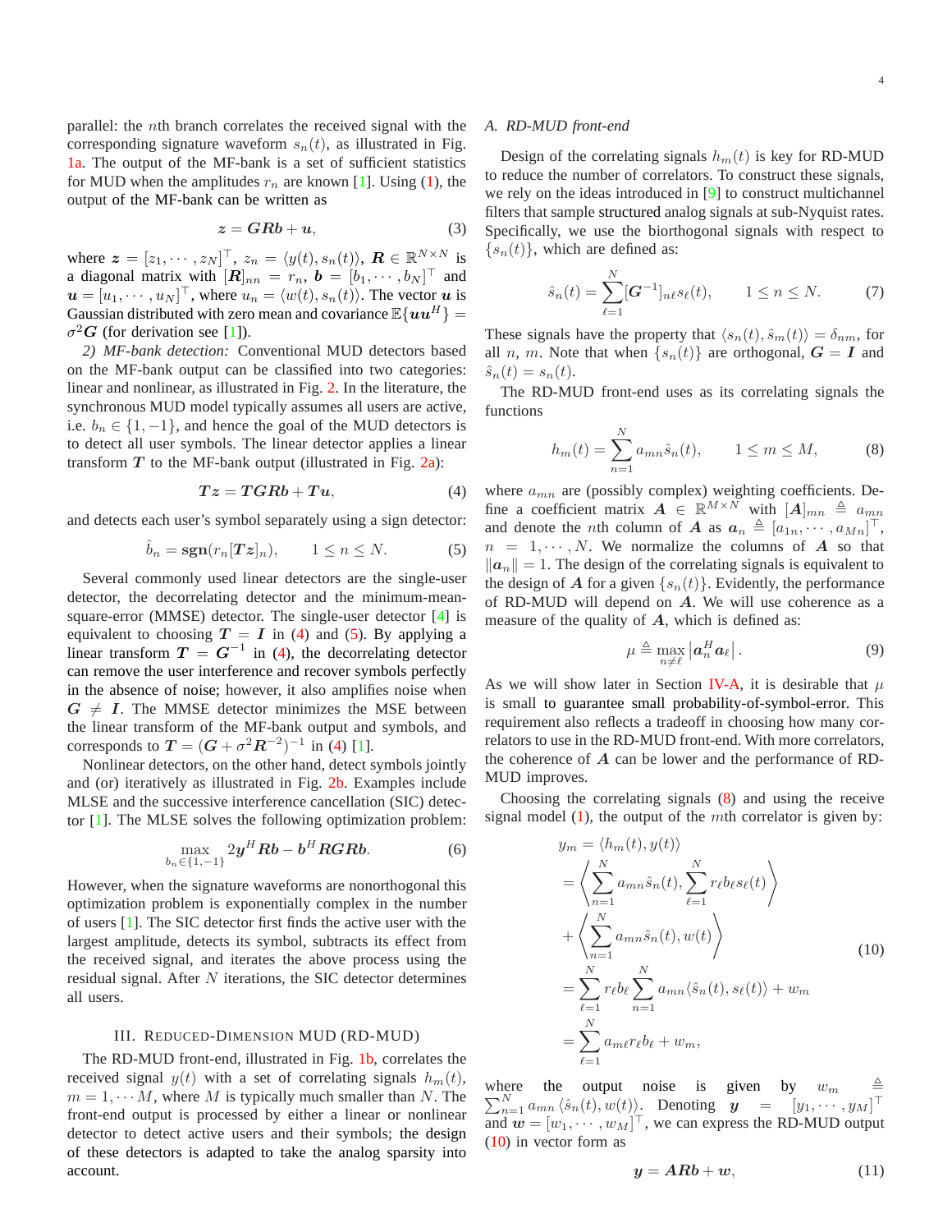parallel: the $n$th branch correlates the received signal with the corresponding signature waveform $s_n(t)$, as illustrated in Fig. 1a. The output of the MF-bank is a set of sufficient statistics for MUD when the amplitudes $r_n$ are known [1]. Using (1), the output of the MF-bank can be written as

$$\boldsymbol{z} = \boldsymbol{G}\boldsymbol{R}\boldsymbol{b} + \boldsymbol{u}, \tag{3}$$

where $\boldsymbol{z} = [z_1, \cdots, z_N]^\top$, $z_n = \langle y(t), s_n(t)\rangle$, $\boldsymbol{R} \in \mathbb{R}^{N\times N}$ is a diagonal matrix with $[\boldsymbol{R}]_{nn} = r_n$, $\boldsymbol{b} = [b_1, \cdots, b_N]^\top$ and $\boldsymbol{u} = [u_1, \cdots, u_N]^\top$, where $u_n = \langle w(t), s_n(t)\rangle$. The vector $\boldsymbol{u}$ is Gaussian distributed with zero mean and covariance $\mathbb{E}\{\boldsymbol{u}\boldsymbol{u}^H\} = \sigma^2\boldsymbol{G}$ (for derivation see [1]).

*2) MF-bank detection:* Conventional MUD detectors based on the MF-bank output can be classified into two categories: linear and nonlinear, as illustrated in Fig. 2. In the literature, the synchronous MUD model typically assumes all users are active, i.e. $b_n \in \{1, -1\}$, and hence the goal of the MUD detectors is to detect all user symbols. The linear detector applies a linear transform $\boldsymbol{T}$ to the MF-bank output (illustrated in Fig. 2a):

$$\boldsymbol{T}\boldsymbol{z} = \boldsymbol{T}\boldsymbol{G}\boldsymbol{R}\boldsymbol{b} + \boldsymbol{T}\boldsymbol{u}, \tag{4}$$

and detects each user's symbol separately using a sign detector:

$$\hat{b}_n = \textbf{sgn}(r_n[\boldsymbol{T}\boldsymbol{z}]_n), \qquad 1 \le n \le N. \tag{5}$$

Several commonly used linear detectors are the single-user detector, the decorrelating detector and the minimum-mean-square-error (MMSE) detector. The single-user detector [4] is equivalent to choosing $\boldsymbol{T} = \boldsymbol{I}$ in (4) and (5). By applying a linear transform $\boldsymbol{T} = \boldsymbol{G}^{-1}$ in (4), the decorrelating detector can remove the user interference and recover symbols perfectly in the absence of noise; however, it also amplifies noise when $\boldsymbol{G} \neq \boldsymbol{I}$. The MMSE detector minimizes the MSE between the linear transform of the MF-bank output and symbols, and corresponds to $\boldsymbol{T} = (\boldsymbol{G} + \sigma^2\boldsymbol{R}^{-2})^{-1}$ in (4) [1].

Nonlinear detectors, on the other hand, detect symbols jointly and (or) iteratively as illustrated in Fig. 2b. Examples include MLSE and the successive interference cancellation (SIC) detector [1]. The MLSE solves the following optimization problem:

$$\max_{b_n \in \{1,-1\}} 2\boldsymbol{y}^H\boldsymbol{R}\boldsymbol{b} - \boldsymbol{b}^H\boldsymbol{R}\boldsymbol{G}\boldsymbol{R}\boldsymbol{b}. \tag{6}$$

However, when the signature waveforms are nonorthogonal this optimization problem is exponentially complex in the number of users [1]. The SIC detector first finds the active user with the largest amplitude, detects its symbol, subtracts its effect from the received signal, and iterates the above process using the residual signal. After $N$ iterations, the SIC detector determines all users.

## III. Reduced-Dimension MUD (RD-MUD)

The RD-MUD front-end, illustrated in Fig. 1b, correlates the received signal $y(t)$ with a set of correlating signals $h_m(t)$, $m = 1, \cdots M$, where $M$ is typically much smaller than $N$. The front-end output is processed by either a linear or nonlinear detector to detect active users and their symbols; the design of these detectors is adapted to take the analog sparsity into account.

### *A. RD-MUD front-end*

Design of the correlating signals $h_m(t)$ is key for RD-MUD to reduce the number of correlators. To construct these signals, we rely on the ideas introduced in [9] to construct multichannel filters that sample structured analog signals at sub-Nyquist rates. Specifically, we use the biorthogonal signals with respect to $\{s_n(t)\}$, which are defined as:

$$\hat{s}_n(t) = \sum_{\ell=1}^{N}[\boldsymbol{G}^{-1}]_{n\ell}s_\ell(t), \qquad 1 \le n \le N. \tag{7}$$

These signals have the property that $\langle s_n(t), \hat{s}_m(t)\rangle = \delta_{nm}$, for all $n$, $m$. Note that when $\{s_n(t)\}$ are orthogonal, $\boldsymbol{G} = \boldsymbol{I}$ and $\hat{s}_n(t) = s_n(t)$.

The RD-MUD front-end uses as its correlating signals the functions

$$h_m(t) = \sum_{n=1}^{N} a_{mn}\hat{s}_n(t), \qquad 1 \le m \le M, \tag{8}$$

where $a_{mn}$ are (possibly complex) weighting coefficients. Define a coefficient matrix $\boldsymbol{A} \in \mathbb{R}^{M\times N}$ with $[\boldsymbol{A}]_{mn} \triangleq a_{mn}$ and denote the $n$th column of $\boldsymbol{A}$ as $\boldsymbol{a}_n \triangleq [a_{1n}, \cdots, a_{Mn}]^\top$, $n = 1, \cdots, N$. We normalize the columns of $\boldsymbol{A}$ so that $\|\boldsymbol{a}_n\| = 1$. The design of the correlating signals is equivalent to the design of $\boldsymbol{A}$ for a given $\{s_n(t)\}$. Evidently, the performance of RD-MUD will depend on $\boldsymbol{A}$. We will use coherence as a measure of the quality of $\boldsymbol{A}$, which is defined as:

$$\mu \triangleq \max_{n\neq\ell}\left|\boldsymbol{a}_n^H\boldsymbol{a}_\ell\right|. \tag{9}$$

As we will show later in Section IV-A, it is desirable that $\mu$ is small to guarantee small probability-of-symbol-error. This requirement also reflects a tradeoff in choosing how many correlators to use in the RD-MUD front-end. With more correlators, the coherence of $\boldsymbol{A}$ can be lower and the performance of RD-MUD improves.

Choosing the correlating signals (8) and using the receive signal model (1), the output of the $m$th correlator is given by:

$$\begin{aligned}
y_m &= \langle h_m(t), y(t)\rangle \\
&= \left\langle \sum_{n=1}^{N} a_{mn}\hat{s}_n(t), \sum_{\ell=1}^{N} r_\ell b_\ell s_\ell(t)\right\rangle \\
&\quad + \left\langle \sum_{n=1}^{N} a_{mn}\hat{s}_n(t), w(t)\right\rangle \\
&= \sum_{\ell=1}^{N} r_\ell b_\ell \sum_{n=1}^{N} a_{mn}\langle \hat{s}_n(t), s_\ell(t)\rangle + w_m \\
&= \sum_{\ell=1}^{N} a_{m\ell} r_\ell b_\ell + w_m,
\end{aligned} \tag{10}$$

where the output noise is given by $w_m \triangleq \sum_{n=1}^{N} a_{mn}\langle \hat{s}_n(t), w(t)\rangle$. Denoting $\boldsymbol{y} = [y_1, \cdots, y_M]^\top$ and $\boldsymbol{w} = [w_1, \cdots, w_M]^\top$, we can express the RD-MUD output (10) in vector form as

$$\boldsymbol{y} = \boldsymbol{A}\boldsymbol{R}\boldsymbol{b} + \boldsymbol{w}, \tag{11}$$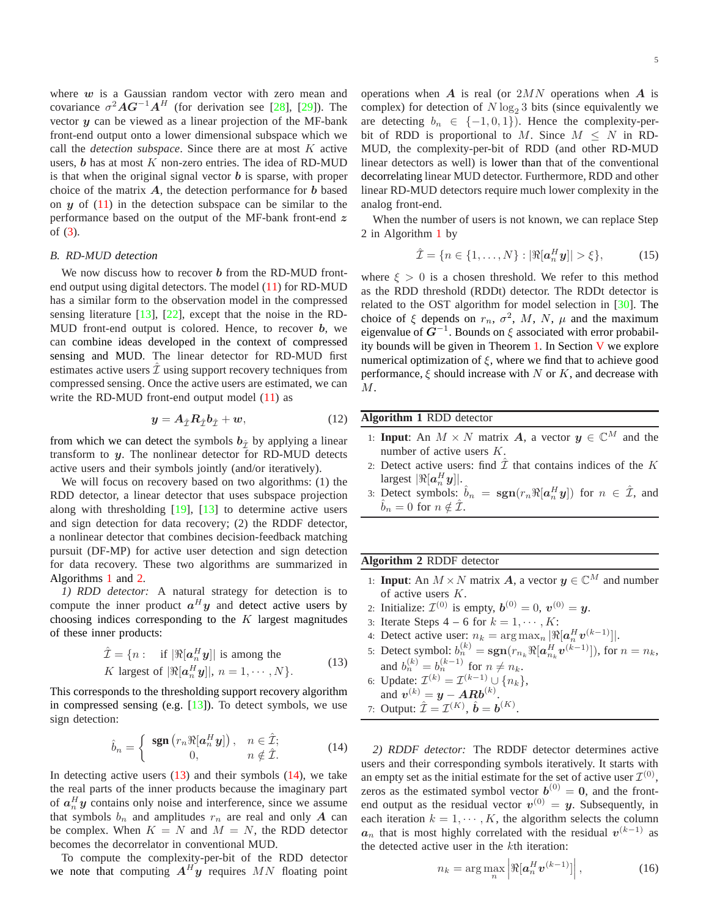where $\boldsymbol{w}$ is a Gaussian random vector with zero mean and covariance $\sigma^2 \boldsymbol{A}\boldsymbol{G}^{-1}\boldsymbol{A}^H$ (for derivation see [28], [29]). The vector $\boldsymbol{y}$ can be viewed as a linear projection of the MF-bank front-end output onto a lower dimensional subspace which we call the *detection subspace*. Since there are at most $K$ active users, $\boldsymbol{b}$ has at most $K$ non-zero entries. The idea of RD-MUD is that when the original signal vector $\boldsymbol{b}$ is sparse, with proper choice of the matrix $\boldsymbol{A}$, the detection performance for $\boldsymbol{b}$ based on $\boldsymbol{y}$ of (11) in the detection subspace can be similar to the performance based on the output of the MF-bank front-end $\boldsymbol{z}$ of (3).

### B. RD-MUD detection

We now discuss how to recover $\boldsymbol{b}$ from the RD-MUD front-end output using digital detectors. The model (11) for RD-MUD has a similar form to the observation model in the compressed sensing literature [13], [22], except that the noise in the RD-MUD front-end output is colored. Hence, to recover $\boldsymbol{b}$, we can combine ideas developed in the context of compressed sensing and MUD. The linear detector for RD-MUD first estimates active users $\hat{\mathcal{I}}$ using support recovery techniques from compressed sensing. Once the active users are estimated, we can write the RD-MUD front-end output model (11) as

$$\boldsymbol{y} = \boldsymbol{A}_{\hat{\mathcal{I}}}\boldsymbol{R}_{\hat{\mathcal{I}}}\boldsymbol{b}_{\hat{\mathcal{I}}} + \boldsymbol{w}, \tag{12}$$

from which we can detect the symbols $\boldsymbol{b}_{\hat{\mathcal{I}}}$ by applying a linear transform to $\boldsymbol{y}$. The nonlinear detector for RD-MUD detects active users and their symbols jointly (and/or iteratively).

We will focus on recovery based on two algorithms: (1) the RDD detector, a linear detector that uses subspace projection along with thresholding [19], [13] to determine active users and sign detection for data recovery; (2) the RDDF detector, a nonlinear detector that combines decision-feedback matching pursuit (DF-MP) for active user detection and sign detection for data recovery. These two algorithms are summarized in Algorithms 1 and 2.

*1) RDD detector:* A natural strategy for detection is to compute the inner product $\boldsymbol{a}^H\boldsymbol{y}$ and detect active users by choosing indices corresponding to the $K$ largest magnitudes of these inner products:

$$\begin{aligned}\hat{\mathcal{I}} = \{n: \quad &\text{if } |\Re[\boldsymbol{a}_n^H\boldsymbol{y}]| \text{ is among the} \\ &K \text{ largest of } |\Re[\boldsymbol{a}_n^H\boldsymbol{y}]|,\ n = 1,\cdots,N\}.\end{aligned} \tag{13}$$

This corresponds to the thresholding support recovery algorithm in compressed sensing (e.g. [13]). To detect symbols, we use sign detection:

$$\hat{b}_n = \begin{cases} \textbf{sgn}\left(r_n\Re[\boldsymbol{a}_n^H\boldsymbol{y}]\right), & n \in \hat{\mathcal{I}}; \\ 0, & n \notin \hat{\mathcal{I}}. \end{cases} \tag{14}$$

In detecting active users (13) and their symbols (14), we take the real parts of the inner products because the imaginary part of $\boldsymbol{a}_n^H\boldsymbol{y}$ contains only noise and interference, since we assume that symbols $b_n$ and amplitudes $r_n$ are real and only $\boldsymbol{A}$ can be complex. When $K = N$ and $M = N$, the RDD detector becomes the decorrelator in conventional MUD.

To compute the complexity-per-bit of the RDD detector we note that computing $\boldsymbol{A}^H\boldsymbol{y}$ requires $MN$ floating point operations when $\boldsymbol{A}$ is real (or $2MN$ operations when $\boldsymbol{A}$ is complex) for detection of $N\log_2 3$ bits (since equivalently we are detecting $b_n \in \{-1, 0, 1\}$). Hence the complexity-per-bit of RDD is proportional to $M$. Since $M \leq N$ in RD-MUD, the complexity-per-bit of RDD (and other RD-MUD linear detectors as well) is lower than that of the conventional decorrelating linear MUD detector. Furthermore, RDD and other linear RD-MUD detectors require much lower complexity in the analog front-end.

When the number of users is not known, we can replace Step 2 in Algorithm 1 by

$$\hat{\mathcal{I}} = \{n \in \{1,\ldots,N\} : |\Re[\boldsymbol{a}_n^H\boldsymbol{y}]| > \xi\}, \tag{15}$$

where $\xi > 0$ is a chosen threshold. We refer to this method as the RDD threshold (RDDt) detector. The RDDt detector is related to the OST algorithm for model selection in [30]. The choice of $\xi$ depends on $r_n$, $\sigma^2$, $M$, $N$, $\mu$ and the maximum eigenvalue of $\boldsymbol{G}^{-1}$. Bounds on $\xi$ associated with error probability bounds will be given in Theorem 1. In Section V we explore numerical optimization of $\xi$, where we find that to achieve good performance, $\xi$ should increase with $N$ or $K$, and decrease with $M$.

---

**Algorithm 1** RDD detector

1. **Input**: An $M \times N$ matrix $\boldsymbol{A}$, a vector $\boldsymbol{y} \in \mathbb{C}^M$ and the number of active users $K$.
2. Detect active users: find $\hat{\mathcal{I}}$ that contains indices of the $K$ largest $|\Re[\boldsymbol{a}_n^H\boldsymbol{y}]|$.
3. Detect symbols: $\hat{b}_n = \textbf{sgn}(r_n\Re[\boldsymbol{a}_n^H\boldsymbol{y}])$ for $n \in \hat{\mathcal{I}}$, and $\hat{b}_n = 0$ for $n \notin \hat{\mathcal{I}}$.

---

**Algorithm 2** RDDF detector

1. **Input**: An $M \times N$ matrix $\boldsymbol{A}$, a vector $\boldsymbol{y} \in \mathbb{C}^M$ and number of active users $K$.
2. Initialize: $\mathcal{I}^{(0)}$ is empty, $\boldsymbol{b}^{(0)} = 0$, $\boldsymbol{v}^{(0)} = \boldsymbol{y}$.
3. Iterate Steps 4 – 6 for $k = 1,\cdots,K$:
4. Detect active user: $n_k = \arg\max_n |\Re[\boldsymbol{a}_n^H\boldsymbol{v}^{(k-1)}]|$.
5. Detect symbol: $b_n^{(k)} = \textbf{sgn}(r_{n_k}\Re[\boldsymbol{a}_{n_k}^H\boldsymbol{v}^{(k-1)}])$, for $n = n_k$, and $b_n^{(k)} = b_n^{(k-1)}$ for $n \neq n_k$.
6. Update: $\mathcal{I}^{(k)} = \mathcal{I}^{(k-1)} \cup \{n_k\}$, and $\boldsymbol{v}^{(k)} = \boldsymbol{y} - \boldsymbol{A}\boldsymbol{R}\boldsymbol{b}^{(k)}$.
7. Output: $\hat{\mathcal{I}} = \mathcal{I}^{(K)}$, $\hat{\boldsymbol{b}} = \boldsymbol{b}^{(K)}$.

---

*2) RDDF detector:* The RDDF detector determines active users and their corresponding symbols iteratively. It starts with an empty set as the initial estimate for the set of active user $\mathcal{I}^{(0)}$, zeros as the estimated symbol vector $\boldsymbol{b}^{(0)} = \boldsymbol{0}$, and the front-end output as the residual vector $\boldsymbol{v}^{(0)} = \boldsymbol{y}$. Subsequently, in each iteration $k = 1,\cdots,K$, the algorithm selects the column $\boldsymbol{a}_n$ that is most highly correlated with the residual $\boldsymbol{v}^{(k-1)}$ as the detected active user in the $k$th iteration:

$$n_k = \arg\max_n \left|\Re[\boldsymbol{a}_n^H\boldsymbol{v}^{(k-1)}]\right|, \tag{16}$$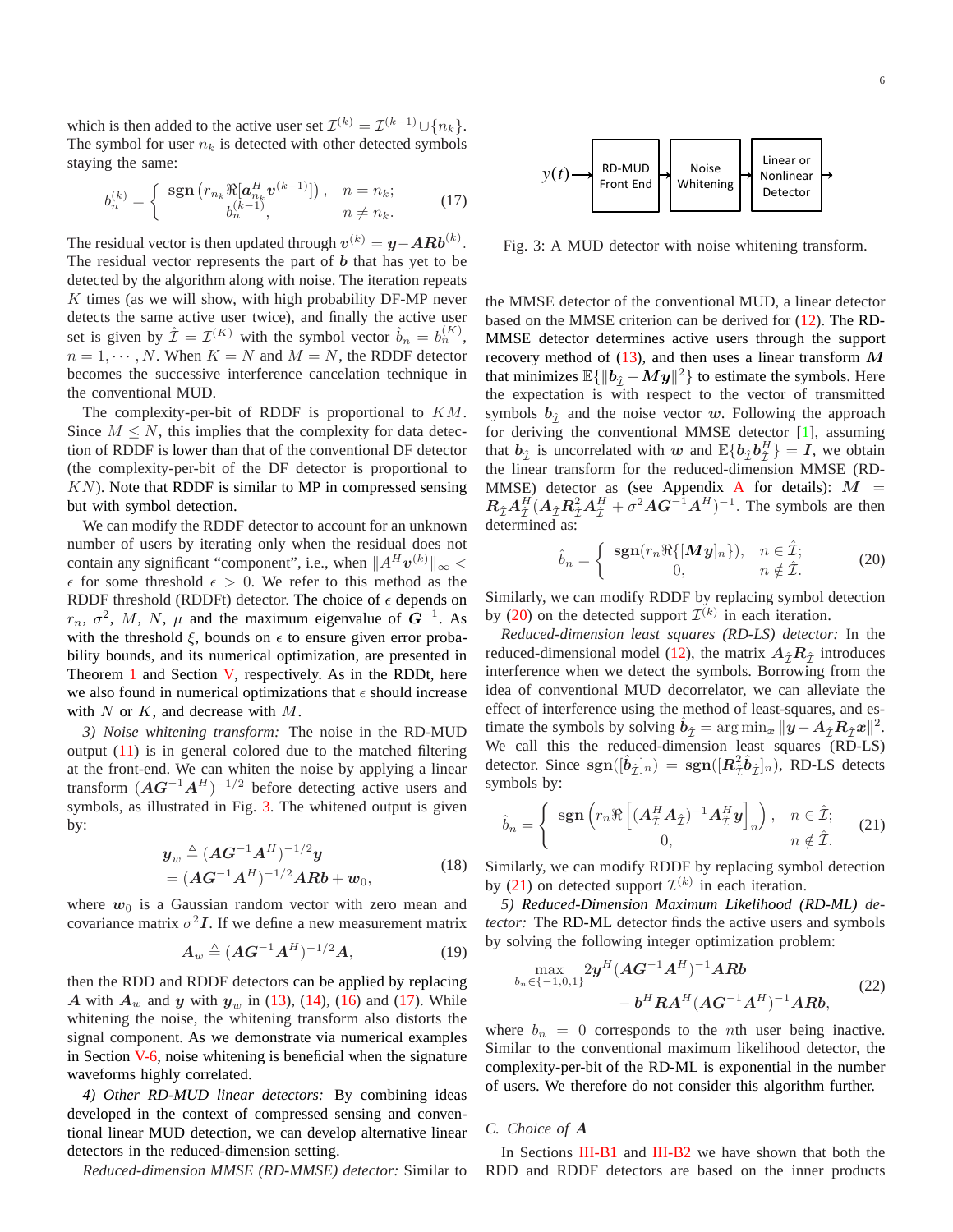which is then added to the active user set $\mathcal{I}^{(k)} = \mathcal{I}^{(k-1)} \cup \{n_k\}$. The symbol for user $n_k$ is detected with other detected symbols staying the same:

$$
b_n^{(k)} = \begin{cases} \mathbf{sgn}\left( r_{n_k} \Re[\boldsymbol{a}_{n_k}^H \boldsymbol{v}^{(k-1)}] \right), & n = n_k; \\ b_n^{(k-1)}, & n \neq n_k. \end{cases} \tag{17}
$$

The residual vector is then updated through $\boldsymbol{v}^{(k)} = \boldsymbol{y} - \boldsymbol{A}\boldsymbol{R}\boldsymbol{b}^{(k)}$. The residual vector represents the part of $\boldsymbol{b}$ that has yet to be detected by the algorithm along with noise. The iteration repeats $K$ times (as we will show, with high probability DF-MP never detects the same active user twice), and finally the active user set is given by $\hat{\mathcal{I}} = \mathcal{I}^{(K)}$ with the symbol vector $\hat{b}_n = b_n^{(K)}$, $n = 1, \cdots, N$. When $K = N$ and $M = N$, the RDDF detector becomes the successive interference cancelation technique in the conventional MUD.

The complexity-per-bit of RDDF is proportional to $KM$. Since $M \leq N$, this implies that the complexity for data detection of RDDF is lower than that of the conventional DF detector (the complexity-per-bit of the DF detector is proportional to $KN$). Note that RDDF is similar to MP in compressed sensing but with symbol detection.

We can modify the RDDF detector to account for an unknown number of users by iterating only when the residual does not contain any significant "component", i.e., when $\|A^H \boldsymbol{v}^{(k)}\|_\infty < \epsilon$ for some threshold $\epsilon > 0$. We refer to this method as the RDDF threshold (RDDFt) detector. The choice of $\epsilon$ depends on $r_n$, $\sigma^2$, $M$, $N$, $\mu$ and the maximum eigenvalue of $\boldsymbol{G}^{-1}$. As with the threshold $\xi$, bounds on $\epsilon$ to ensure given error probability bounds, and its numerical optimization, are presented in Theorem 1 and Section V, respectively. As in the RDDt, here we also found in numerical optimizations that $\epsilon$ should increase with $N$ or $K$, and decrease with $M$.

*3) Noise whitening transform:* The noise in the RD-MUD output (11) is in general colored due to the matched filtering at the front-end. We can whiten the noise by applying a linear transform $(\boldsymbol{A}\boldsymbol{G}^{-1}\boldsymbol{A}^H)^{-1/2}$ before detecting active users and symbols, as illustrated in Fig. 3. The whitened output is given by:

$$
\begin{aligned}
\boldsymbol{y}_w &\triangleq (\boldsymbol{A}\boldsymbol{G}^{-1}\boldsymbol{A}^H)^{-1/2}\boldsymbol{y} \\
&= (\boldsymbol{A}\boldsymbol{G}^{-1}\boldsymbol{A}^H)^{-1/2}\boldsymbol{A}\boldsymbol{R}\boldsymbol{b} + \boldsymbol{w}_0,
\end{aligned} \tag{18}
$$

where $\boldsymbol{w}_0$ is a Gaussian random vector with zero mean and covariance matrix $\sigma^2 \boldsymbol{I}$. If we define a new measurement matrix

$$
\boldsymbol{A}_w \triangleq (\boldsymbol{A}\boldsymbol{G}^{-1}\boldsymbol{A}^H)^{-1/2}\boldsymbol{A}, \tag{19}
$$

then the RDD and RDDF detectors can be applied by replacing $\boldsymbol{A}$ with $\boldsymbol{A}_w$ and $\boldsymbol{y}$ with $\boldsymbol{y}_w$ in (13), (14), (16) and (17). While whitening the noise, the whitening transform also distorts the signal component. As we demonstrate via numerical examples in Section V-6, noise whitening is beneficial when the signature waveforms highly correlated.

*4) Other RD-MUD linear detectors:* By combining ideas developed in the context of compressed sensing and conventional linear MUD detection, we can develop alternative linear detectors in the reduced-dimension setting.

*Reduced-dimension MMSE (RD-MMSE) detector:* Similar to the MMSE detector of the conventional MUD, a linear detector based on the MMSE criterion can be derived for (12). The RD-MMSE detector determines active users through the support recovery method of (13), and then uses a linear transform $\boldsymbol{M}$ that minimizes $\mathbb{E}\{\|\boldsymbol{b}_{\hat{\mathcal{I}}} - \boldsymbol{M}\boldsymbol{y}\|^2\}$ to estimate the symbols. Here the expectation is with respect to the vector of transmitted symbols $\boldsymbol{b}_{\hat{\mathcal{I}}}$ and the noise vector $\boldsymbol{w}$. Following the approach for deriving the conventional MMSE detector [1], assuming that $\boldsymbol{b}_{\hat{\mathcal{I}}}$ is uncorrelated with $\boldsymbol{w}$ and $\mathbb{E}\{\boldsymbol{b}_{\hat{\mathcal{I}}}\boldsymbol{b}_{\hat{\mathcal{I}}}^H\} = \boldsymbol{I}$, we obtain the linear transform for the reduced-dimension MMSE (RD-MMSE) detector as (see Appendix A for details): $\boldsymbol{M} = \boldsymbol{R}_{\hat{\mathcal{I}}}\boldsymbol{A}_{\hat{\mathcal{I}}}^H(\boldsymbol{A}_{\hat{\mathcal{I}}}\boldsymbol{R}_{\hat{\mathcal{I}}}^2\boldsymbol{A}_{\hat{\mathcal{I}}}^H + \sigma^2\boldsymbol{A}\boldsymbol{G}^{-1}\boldsymbol{A}^H)^{-1}$. The symbols are then determined as:

$$
\hat{b}_n = \begin{cases} \mathbf{sgn}(r_n \Re\{[\boldsymbol{M}\boldsymbol{y}]_n\}), & n \in \hat{\mathcal{I}}; \\ 0, & n \notin \hat{\mathcal{I}}. \end{cases} \tag{20}
$$

Similarly, we can modify RDDF by replacing symbol detection by (20) on the detected support $\mathcal{I}^{(k)}$ in each iteration.

*Reduced-dimension least squares (RD-LS) detector:* In the reduced-dimensional model (12), the matrix $\boldsymbol{A}_{\hat{\mathcal{I}}}\boldsymbol{R}_{\hat{\mathcal{I}}}$ introduces interference when we detect the symbols. Borrowing from the idea of conventional MUD decorrelator, we can alleviate the effect of interference using the method of least-squares, and estimate the symbols by solving $\hat{\boldsymbol{b}}_{\hat{\mathcal{I}}} = \arg\min_{\boldsymbol{x}} \|\boldsymbol{y} - \boldsymbol{A}_{\hat{\mathcal{I}}}\boldsymbol{R}_{\hat{\mathcal{I}}}\boldsymbol{x}\|^2$. We call this the reduced-dimension least squares (RD-LS) detector. Since $\mathbf{sgn}([\hat{\boldsymbol{b}}_{\hat{\mathcal{I}}}]_n) = \mathbf{sgn}([\boldsymbol{R}_{\hat{\mathcal{I}}}^2\hat{\boldsymbol{b}}_{\hat{\mathcal{I}}}]_n)$, RD-LS detects symbols by:

$$
\hat{b}_n = \begin{cases} \mathbf{sgn}\left( r_n \Re\left[ (\boldsymbol{A}_{\hat{\mathcal{I}}}^H\boldsymbol{A}_{\hat{\mathcal{I}}})^{-1}\boldsymbol{A}_{\hat{\mathcal{I}}}^H\boldsymbol{y} \right]_n \right), & n \in \hat{\mathcal{I}}; \\ 0, & n \notin \hat{\mathcal{I}}. \end{cases} \tag{21}
$$

Similarly, we can modify RDDF by replacing symbol detection by (21) on detected support $\mathcal{I}^{(k)}$ in each iteration.

*5) Reduced-Dimension Maximum Likelihood (RD-ML) detector:* The RD-ML detector finds the active users and symbols by solving the following integer optimization problem:

$$
\begin{aligned}
\max_{b_n \in \{-1,0,1\}} \; & 2\boldsymbol{y}^H(\boldsymbol{A}\boldsymbol{G}^{-1}\boldsymbol{A}^H)^{-1}\boldsymbol{A}\boldsymbol{R}\boldsymbol{b} \\
& - \boldsymbol{b}^H\boldsymbol{R}\boldsymbol{A}^H(\boldsymbol{A}\boldsymbol{G}^{-1}\boldsymbol{A}^H)^{-1}\boldsymbol{A}\boldsymbol{R}\boldsymbol{b},
\end{aligned} \tag{22}
$$

where $b_n = 0$ corresponds to the $n$th user being inactive. Similar to the conventional maximum likelihood detector, the complexity-per-bit of the RD-ML is exponential in the number of users. We therefore do not consider this algorithm further.

$y(t)$ → RD-MUD Front End → Noise Whitening → Linear or Nonlinear Detector →

Fig. 3: A MUD detector with noise whitening transform.

### C. Choice of $\boldsymbol{A}$

In Sections III-B1 and III-B2 we have shown that both the RDD and RDDF detectors are based on the inner products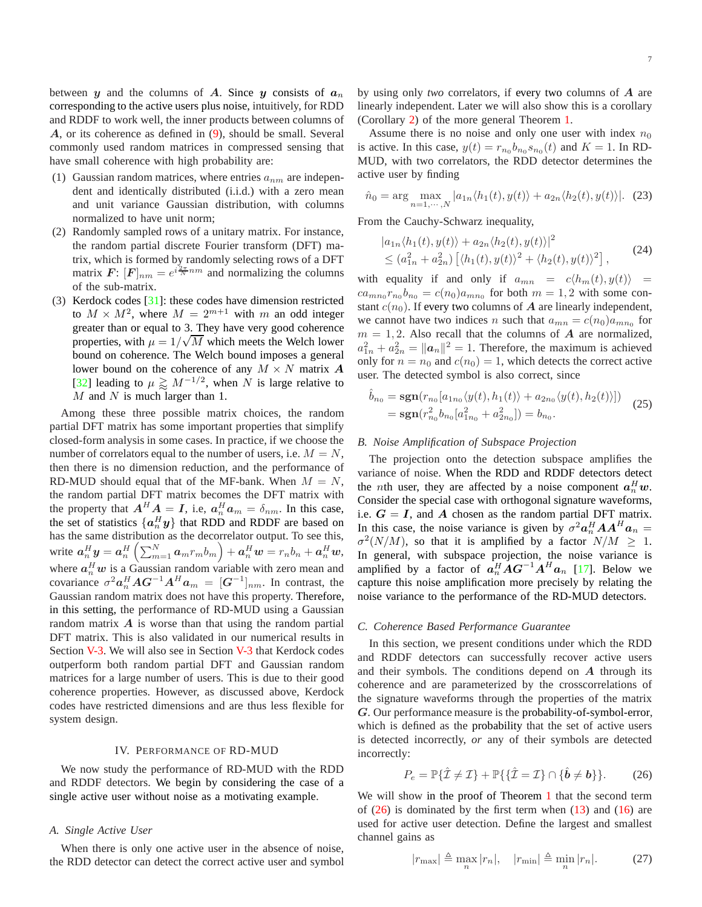between $\boldsymbol{y}$ and the columns of $\boldsymbol{A}$. Since $\boldsymbol{y}$ consists of $\boldsymbol{a}_n$ corresponding to the active users plus noise, intuitively, for RDD and RDDF to work well, the inner products between columns of $\boldsymbol{A}$, or its coherence as defined in (9), should be small. Several commonly used random matrices in compressed sensing that have small coherence with high probability are:

(1) Gaussian random matrices, where entries $a_{nm}$ are independent and identically distributed (i.i.d.) with a zero mean and unit variance Gaussian distribution, with columns normalized to have unit norm;

(2) Randomly sampled rows of a unitary matrix. For instance, the random partial discrete Fourier transform (DFT) matrix, which is formed by randomly selecting rows of a DFT matrix $\boldsymbol{F}$: $[\boldsymbol{F}]_{nm} = e^{i\frac{2\pi}{N}nm}$ and normalizing the columns of the sub-matrix.

(3) Kerdock codes [31]: these codes have dimension restricted to $M \times M^2$, where $M = 2^{m+1}$ with $m$ an odd integer greater than or equal to 3. They have very good coherence properties, with $\mu = 1/\sqrt{M}$ which meets the Welch lower bound on coherence. The Welch bound imposes a general lower bound on the coherence of any $M \times N$ matrix $\boldsymbol{A}$ [32] leading to $\mu \gtrapprox M^{-1/2}$, when $N$ is large relative to $M$ and $N$ is much larger than 1.

Among these three possible matrix choices, the random partial DFT matrix has some important properties that simplify closed-form analysis in some cases. In practice, if we choose the number of correlators equal to the number of users, i.e. $M = N$, then there is no dimension reduction, and the performance of RD-MUD should equal that of the MF-bank. When $M = N$, the random partial DFT matrix becomes the DFT matrix with the property that $\boldsymbol{A}^H\boldsymbol{A} = \boldsymbol{I}$, i.e, $\boldsymbol{a}_n^H\boldsymbol{a}_m = \delta_{nm}$. In this case, the set of statistics $\{\boldsymbol{a}_n^H\boldsymbol{y}\}$ that RDD and RDDF are based on has the same distribution as the decorrelator output. To see this, write $\boldsymbol{a}_n^H\boldsymbol{y} = \boldsymbol{a}_n^H\left(\sum_{m=1}^{N}\boldsymbol{a}_m r_m b_m\right) + \boldsymbol{a}_n^H\boldsymbol{w} = r_n b_n + \boldsymbol{a}_n^H\boldsymbol{w}$, where $\boldsymbol{a}_n^H\boldsymbol{w}$ is a Gaussian random variable with zero mean and covariance $\sigma^2\boldsymbol{a}_n^H\boldsymbol{A}\boldsymbol{G}^{-1}\boldsymbol{A}^H\boldsymbol{a}_m = [\boldsymbol{G}^{-1}]_{nm}$. In contrast, the Gaussian random matrix does not have this property. Therefore, in this setting, the performance of RD-MUD using a Gaussian random matrix $\boldsymbol{A}$ is worse than that using the random partial DFT matrix. This is also validated in our numerical results in Section V-3. We will also see in Section V-3 that Kerdock codes outperform both random partial DFT and Gaussian random matrices for a large number of users. This is due to their good coherence properties. However, as discussed above, Kerdock codes have restricted dimensions and are thus less flexible for system design.

## IV. Performance of RD-MUD

We now study the performance of RD-MUD with the RDD and RDDF detectors. We begin by considering the case of a single active user without noise as a motivating example.

### A. Single Active User

When there is only one active user in the absence of noise, the RDD detector can detect the correct active user and symbol by using only *two* correlators, if every two columns of $\boldsymbol{A}$ are linearly independent. Later we will also show this is a corollary (Corollary 2) of the more general Theorem 1.

Assume there is no noise and only one user with index $n_0$ is active. In this case, $y(t) = r_{n_0} b_{n_0} s_{n_0}(t)$ and $K = 1$. In RD-MUD, with two correlators, the RDD detector determines the active user by finding

$$\hat{n}_0 = \arg\max_{n=1,\cdots,N} |a_{1n}\langle h_1(t), y(t)\rangle + a_{2n}\langle h_2(t), y(t)\rangle|. \quad (23)$$

From the Cauchy-Schwarz inequality,

$$\begin{aligned} &|a_{1n}\langle h_1(t), y(t)\rangle + a_{2n}\langle h_2(t), y(t)\rangle|^2 \\ &\leq (a_{1n}^2 + a_{2n}^2)\left[\langle h_1(t), y(t)\rangle^2 + \langle h_2(t), y(t)\rangle^2\right], \end{aligned} \quad (24)$$

with equality if and only if $a_{mn} = c\langle h_m(t), y(t)\rangle = ca_{mn_0}r_{n_0}b_{n_0} = c(n_0)a_{mn_0}$ for both $m = 1, 2$ with some constant $c(n_0)$. If every two columns of $\boldsymbol{A}$ are linearly independent, we cannot have two indices $n$ such that $a_{mn} = c(n_0)a_{mn_0}$ for $m = 1, 2$. Also recall that the columns of $\boldsymbol{A}$ are normalized, $a_{1n}^2 + a_{2n}^2 = \|\boldsymbol{a}_n\|^2 = 1$. Therefore, the maximum is achieved only for $n = n_0$ and $c(n_0) = 1$, which detects the correct active user. The detected symbol is also correct, since

$$\begin{aligned} \hat{b}_{n_0} &= \mathbf{sgn}(r_{n_0}[a_{1n_0}\langle y(t), h_1(t)\rangle + a_{2n_0}\langle y(t), h_2(t)\rangle]) \\ &= \mathbf{sgn}(r_{n_0}^2 b_{n_0}[a_{1n_0}^2 + a_{2n_0}^2]) = b_{n_0}. \end{aligned} \quad (25)$$

### B. Noise Amplification of Subspace Projection

The projection onto the detection subspace amplifies the variance of noise. When the RDD and RDDF detectors detect the $n$th user, they are affected by a noise component $\boldsymbol{a}_n^H\boldsymbol{w}$. Consider the special case with orthogonal signature waveforms, i.e. $\boldsymbol{G} = \boldsymbol{I}$, and $\boldsymbol{A}$ chosen as the random partial DFT matrix. In this case, the noise variance is given by $\sigma^2\boldsymbol{a}_n^H\boldsymbol{A}\boldsymbol{A}^H\boldsymbol{a}_n = \sigma^2(N/M)$, so that it is amplified by a factor $N/M \geq 1$. In general, with subspace projection, the noise variance is amplified by a factor of $\boldsymbol{a}_n^H\boldsymbol{A}\boldsymbol{G}^{-1}\boldsymbol{A}^H\boldsymbol{a}_n$ [17]. Below we capture this noise amplification more precisely by relating the noise variance to the performance of the RD-MUD detectors.

### C. Coherence Based Performance Guarantee

In this section, we present conditions under which the RDD and RDDF detectors can successfully recover active users and their symbols. The conditions depend on $\boldsymbol{A}$ through its coherence and are parameterized by the crosscorrelations of the signature waveforms through the properties of the matrix $\boldsymbol{G}$. Our performance measure is the probability-of-symbol-error, which is defined as the probability that the set of active users is detected incorrectly, *or* any of their symbols are detected incorrectly:

$$P_e = \mathbb{P}\{\hat{\mathcal{I}} \neq \mathcal{I}\} + \mathbb{P}\{\{\hat{\mathcal{I}} = \mathcal{I}\} \cap \{\hat{\boldsymbol{b}} \neq \boldsymbol{b}\}\}. \quad (26)$$

We will show in the proof of Theorem 1 that the second term of (26) is dominated by the first term when (13) and (16) are used for active user detection. Define the largest and smallest channel gains as

$$|r_{\max}| \triangleq \max_n |r_n|, \quad |r_{\min}| \triangleq \min_n |r_n|. \quad (27)$$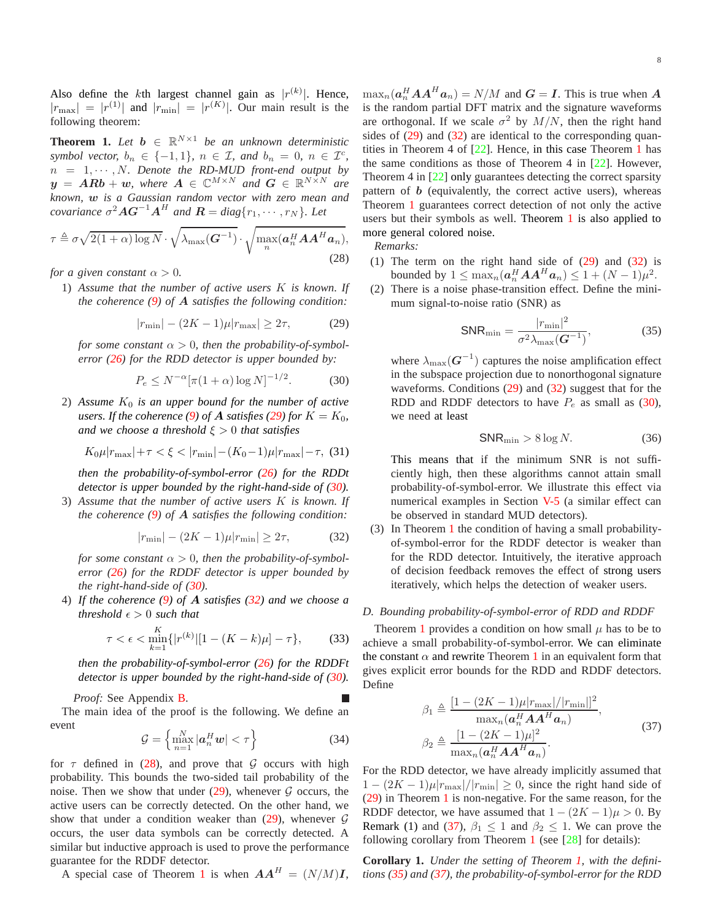Also define the $k$th largest channel gain as $|r^{(k)}|$. Hence, $|r_{\max}| = |r^{(1)}|$ and $|r_{\min}| = |r^{(K)}|$. Our main result is the following theorem:

**Theorem 1.** *Let $\boldsymbol{b} \in \mathbb{R}^{N\times 1}$ be an unknown deterministic symbol vector, $b_n \in \{-1, 1\}$, $n \in \mathcal{I}$, and $b_n = 0$, $n \in \mathcal{I}^c$, $n = 1, \cdots, N$. Denote the RD-MUD front-end output by $\boldsymbol{y} = \boldsymbol{A}\boldsymbol{R}\boldsymbol{b} + \boldsymbol{w}$, where $\boldsymbol{A} \in \mathbb{C}^{M\times N}$ and $\boldsymbol{G} \in \mathbb{R}^{N\times N}$ are known, $\boldsymbol{w}$ is a Gaussian random vector with zero mean and covariance $\sigma^2 \boldsymbol{A}\boldsymbol{G}^{-1}\boldsymbol{A}^H$ and $\boldsymbol{R} = diag\{r_1, \cdots, r_N\}$. Let*

$$\tau \triangleq \sigma\sqrt{2(1+\alpha)\log N}\cdot\sqrt{\lambda_{\max}(\boldsymbol{G}^{-1})}\cdot\sqrt{\max_n(\boldsymbol{a}_n^H \boldsymbol{A}\boldsymbol{A}^H \boldsymbol{a}_n)}, \tag{28}$$

*for a given constant $\alpha > 0$.*

1) *Assume that the number of active users $K$ is known. If the coherence (9) of $\boldsymbol{A}$ satisfies the following condition:*

$$|r_{\min}| - (2K-1)\mu|r_{\max}| \geq 2\tau, \tag{29}$$

*for some constant $\alpha > 0$, then the probability-of-symbol-error (26) for the RDD detector is upper bounded by:*

$$P_e \leq N^{-\alpha}[\pi(1+\alpha)\log N]^{-1/2}. \tag{30}$$

2) *Assume $K_0$ is an upper bound for the number of active users. If the coherence (9) of $\boldsymbol{A}$ satisfies (29) for $K = K_0$, and we choose a threshold $\xi > 0$ that satisfies*

$$K_0\mu|r_{\max}| + \tau < \xi < |r_{\min}| - (K_0-1)\mu|r_{\max}| - \tau, \tag{31}$$

*then the probability-of-symbol-error (26) for the RDDt detector is upper bounded by the right-hand-side of (30).*

3) *Assume that the number of active users $K$ is known. If the coherence (9) of $\boldsymbol{A}$ satisfies the following condition:*

$$|r_{\min}| - (2K-1)\mu|r_{\min}| \geq 2\tau, \tag{32}$$

*for some constant $\alpha > 0$, then the probability-of-symbol-error (26) for the RDDF detector is upper bounded by the right-hand-side of (30).*

4) *If the coherence (9) of $\boldsymbol{A}$ satisfies (32) and we choose a threshold $\epsilon > 0$ such that*

$$\tau < \epsilon < \min_{k=1}^{K}\{|r^{(k)}|[1-(K-k)\mu] - \tau\}, \tag{33}$$

*then the probability-of-symbol-error (26) for the RDDFt detector is upper bounded by the right-hand-side of (30).*

*Proof:* See Appendix B. ■

The main idea of the proof is the following. We define an event

$$\mathcal{G} = \left\{\max_{n=1}^{N} |\boldsymbol{a}_n^H \boldsymbol{w}| < \tau\right\} \tag{34}$$

for $\tau$ defined in (28), and prove that $\mathcal{G}$ occurs with high probability. This bounds the two-sided tail probability of the noise. Then we show that under (29), whenever $\mathcal{G}$ occurs, the active users can be correctly detected. On the other hand, we show that under a condition weaker than (29), whenever $\mathcal{G}$ occurs, the user data symbols can be correctly detected. A similar but inductive approach is used to prove the performance guarantee for the RDDF detector.

A special case of Theorem 1 is when $\boldsymbol{A}\boldsymbol{A}^H = (N/M)\boldsymbol{I}$, $\max_n(\boldsymbol{a}_n^H \boldsymbol{A}\boldsymbol{A}^H \boldsymbol{a}_n) = N/M$ and $\boldsymbol{G} = \boldsymbol{I}$. This is true when $\boldsymbol{A}$ is the random partial DFT matrix and the signature waveforms are orthogonal. If we scale $\sigma^2$ by $M/N$, then the right hand sides of (29) and (32) are identical to the corresponding quantities in Theorem 4 of [22]. Hence, in this case Theorem 1 has the same conditions as those of Theorem 4 in [22]. However, Theorem 4 in [22] only guarantees detecting the correct sparsity pattern of $\boldsymbol{b}$ (equivalently, the correct active users), whereas Theorem 1 guarantees correct detection of not only the active users but their symbols as well. Theorem 1 is also applied to more general colored noise.

*Remarks:*

(1) The term on the right hand side of (29) and (32) is bounded by $1 \leq \max_n(\boldsymbol{a}_n^H \boldsymbol{A}\boldsymbol{A}^H \boldsymbol{a}_n) \leq 1 + (N-1)\mu^2$.

(2) There is a noise phase-transition effect. Define the minimum signal-to-noise ratio (SNR) as

$$\mathsf{SNR}_{\min} = \frac{|r_{\min}|^2}{\sigma^2 \lambda_{\max}(\boldsymbol{G}^{-1})}, \tag{35}$$

where $\lambda_{\max}(\boldsymbol{G}^{-1})$ captures the noise amplification effect in the subspace projection due to nonorthogonal signature waveforms. Conditions (29) and (32) suggest that for the RDD and RDDF detectors to have $P_e$ as small as (30), we need at least

$$\mathsf{SNR}_{\min} > 8\log N. \tag{36}$$

This means that if the minimum SNR is not sufficiently high, then these algorithms cannot attain small probability-of-symbol-error. We illustrate this effect via numerical examples in Section V-5 (a similar effect can be observed in standard MUD detectors).

(3) In Theorem 1 the condition of having a small probability-of-symbol-error for the RDDF detector is weaker than for the RDD detector. Intuitively, the iterative approach of decision feedback removes the effect of strong users iteratively, which helps the detection of weaker users.

### D. Bounding probability-of-symbol-error of RDD and RDDF

Theorem 1 provides a condition on how small $\mu$ has to be to achieve a small probability-of-symbol-error. We can eliminate the constant $\alpha$ and rewrite Theorem 1 in an equivalent form that gives explicit error bounds for the RDD and RDDF detectors. Define

$$\begin{aligned}
\beta_1 &\triangleq \frac{[1-(2K-1)\mu|r_{\max}|/|r_{\min}|]^2}{\max_n(\boldsymbol{a}_n^H \boldsymbol{A}\boldsymbol{A}^H \boldsymbol{a}_n)}, \\
\beta_2 &\triangleq \frac{[1-(2K-1)\mu]^2}{\max_n(\boldsymbol{a}_n^H \boldsymbol{A}\boldsymbol{A}^H \boldsymbol{a}_n)}.
\end{aligned} \tag{37}$$

For the RDD detector, we have already implicitly assumed that $1-(2K-1)\mu|r_{\max}|/|r_{\min}| \geq 0$, since the right hand side of (29) in Theorem 1 is non-negative. For the same reason, for the RDDF detector, we have assumed that $1-(2K-1)\mu > 0$. By Remark (1) and (37), $\beta_1 \leq 1$ and $\beta_2 \leq 1$. We can prove the following corollary from Theorem 1 (see [28] for details):

**Corollary 1.** *Under the setting of Theorem 1, with the definitions (35) and (37), the probability-of-symbol-error for the RDD*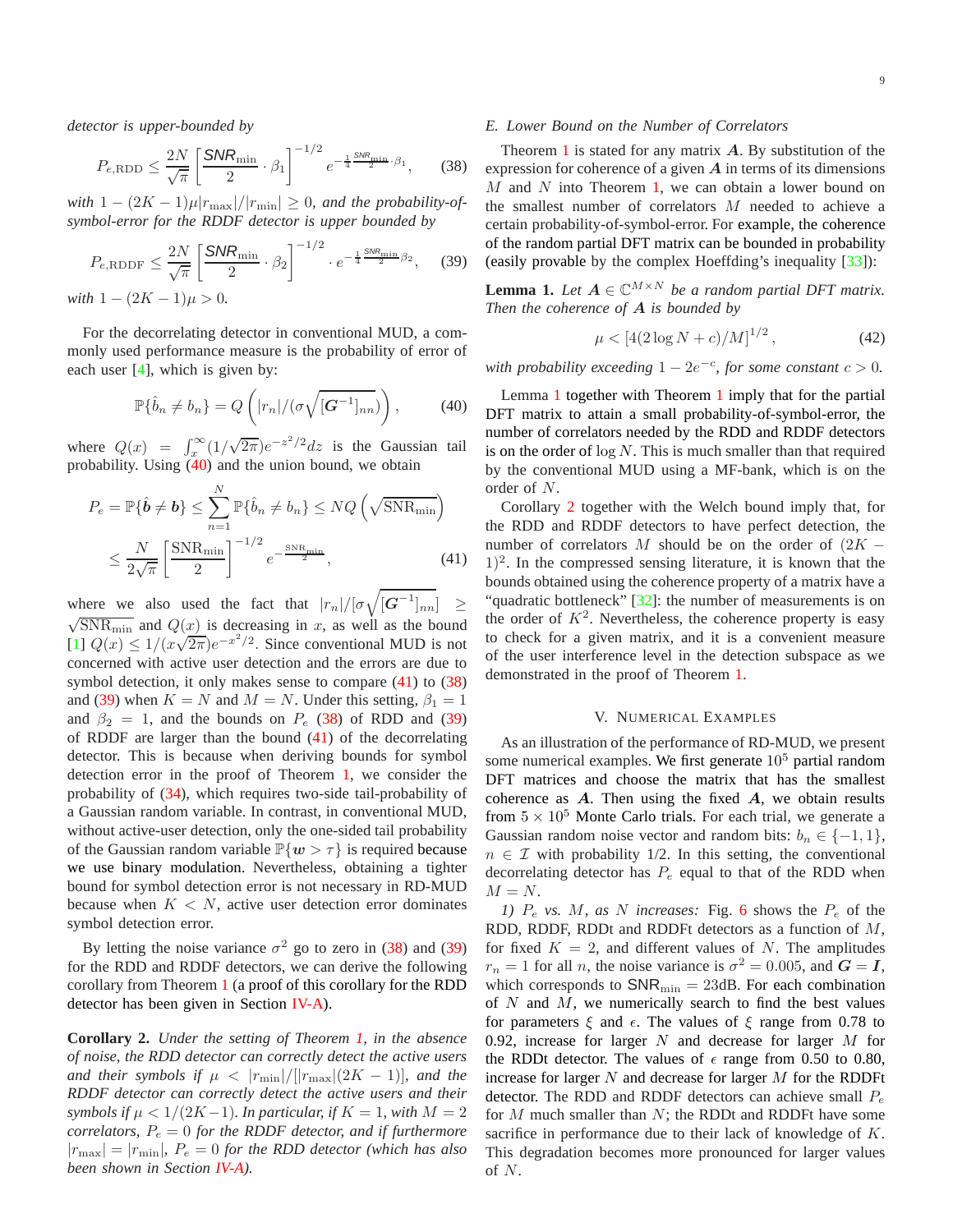*detector is upper-bounded by*

$$P_{e,\text{RDD}} \leq \frac{2N}{\sqrt{\pi}} \left[ \frac{\mathsf{SNR}_{\min}}{2} \cdot \beta_1 \right]^{-1/2} e^{-\frac{1}{4} \frac{\mathsf{SNR}_{\min}}{2} \cdot \beta_1}, \tag{38}$$

*with* $1 - (2K-1)\mu |r_{\max}|/|r_{\min}| \geq 0$, *and the probability-of-symbol-error for the RDDF detector is upper bounded by*

$$P_{e,\text{RDDF}} \leq \frac{2N}{\sqrt{\pi}} \left[ \frac{\mathsf{SNR}_{\min}}{2} \cdot \beta_2 \right]^{-1/2} \cdot e^{-\frac{1}{4} \frac{\mathsf{SNR}_{\min}}{2} \beta_2}, \tag{39}$$

*with* $1 - (2K-1)\mu > 0$.

For the decorrelating detector in conventional MUD, a commonly used performance measure is the probability of error of each user [4], which is given by:

$$\mathbb{P}\{\hat{b}_n \neq b_n\} = Q\left( |r_n| / (\sigma \sqrt{[\boldsymbol{G}^{-1}]_{nn}}) \right), \tag{40}$$

where $Q(x) = \int_x^\infty (1/\sqrt{2\pi}) e^{-z^2/2} dz$ is the Gaussian tail probability. Using (40) and the union bound, we obtain

$$\begin{aligned} P_e = \mathbb{P}\{\hat{\boldsymbol{b}} \neq \boldsymbol{b}\} &\leq \sum_{n=1}^N \mathbb{P}\{\hat{b}_n \neq b_n\} \leq NQ\left(\sqrt{\text{SNR}_{\min}}\right) \\ &\leq \frac{N}{2\sqrt{\pi}} \left[ \frac{\text{SNR}_{\min}}{2} \right]^{-1/2} e^{-\frac{\text{SNR}_{\min}}{2}}, \end{aligned} \tag{41}$$

where we also used the fact that $|r_n|/[\sigma \sqrt{[\boldsymbol{G}^{-1}]_{nn}}] \geq \sqrt{\text{SNR}_{\min}}$ and $Q(x)$ is decreasing in $x$, as well as the bound [1] $Q(x) \leq 1/(x\sqrt{2\pi}) e^{-x^2/2}$. Since conventional MUD is not concerned with active user detection and the errors are due to symbol detection, it only makes sense to compare (41) to (38) and (39) when $K = N$ and $M = N$. Under this setting, $\beta_1 = 1$ and $\beta_2 = 1$, and the bounds on $P_e$ (38) of RDD and (39) of RDDF are larger than the bound (41) of the decorrelating detector. This is because when deriving bounds for symbol detection error in the proof of Theorem 1, we consider the probability of (34), which requires two-side tail-probability of a Gaussian random variable. In contrast, in conventional MUD, without active-user detection, only the one-sided tail probability of the Gaussian random variable $\mathbb{P}\{\boldsymbol{w} > \tau\}$ is required because we use binary modulation. Nevertheless, obtaining a tighter bound for symbol detection error is not necessary in RD-MUD because when $K < N$, active user detection error dominates symbol detection error.

By letting the noise variance $\sigma^2$ go to zero in (38) and (39) for the RDD and RDDF detectors, we can derive the following corollary from Theorem 1 (a proof of this corollary for the RDD detector has been given in Section IV-A).

**Corollary 2.** *Under the setting of Theorem 1, in the absence of noise, the RDD detector can correctly detect the active users and their symbols if* $\mu < |r_{\min}|/[|r_{\max}|(2K-1)]$, *and the RDDF detector can correctly detect the active users and their symbols if* $\mu < 1/(2K-1)$. *In particular, if* $K = 1$, *with* $M = 2$ *correlators,* $P_e = 0$ *for the RDDF detector, and if furthermore* $|r_{\max}| = |r_{\min}|$, $P_e = 0$ *for the RDD detector (which has also been shown in Section IV-A).*

### *E. Lower Bound on the Number of Correlators*

Theorem 1 is stated for any matrix $\boldsymbol{A}$. By substitution of the expression for coherence of a given $\boldsymbol{A}$ in terms of its dimensions $M$ and $N$ into Theorem 1, we can obtain a lower bound on the smallest number of correlators $M$ needed to achieve a certain probability-of-symbol-error. For example, the coherence of the random partial DFT matrix can be bounded in probability (easily provable by the complex Hoeffding's inequality [33]):

**Lemma 1.** *Let* $\boldsymbol{A} \in \mathbb{C}^{M \times N}$ *be a random partial DFT matrix. Then the coherence of* $\boldsymbol{A}$ *is bounded by*

$$\mu < [4(2\log N + c)/M]^{1/2}, \tag{42}$$

*with probability exceeding* $1 - 2e^{-c}$, *for some constant* $c > 0$.

Lemma 1 together with Theorem 1 imply that for the partial DFT matrix to attain a small probability-of-symbol-error, the number of correlators needed by the RDD and RDDF detectors is on the order of $\log N$. This is much smaller than that required by the conventional MUD using a MF-bank, which is on the order of $N$.

Corollary 2 together with the Welch bound imply that, for the RDD and RDDF detectors to have perfect detection, the number of correlators $M$ should be on the order of $(2K-1)^2$. In the compressed sensing literature, it is known that the bounds obtained using the coherence property of a matrix have a "quadratic bottleneck" [32]: the number of measurements is on the order of $K^2$. Nevertheless, the coherence property is easy to check for a given matrix, and it is a convenient measure of the user interference level in the detection subspace as we demonstrated in the proof of Theorem 1.

## V. Numerical Examples

As an illustration of the performance of RD-MUD, we present some numerical examples. We first generate $10^5$ partial random DFT matrices and choose the matrix that has the smallest coherence as $\boldsymbol{A}$. Then using the fixed $\boldsymbol{A}$, we obtain results from $5 \times 10^5$ Monte Carlo trials. For each trial, we generate a Gaussian random noise vector and random bits: $b_n \in \{-1, 1\}$, $n \in \mathcal{I}$ with probability 1/2. In this setting, the conventional decorrelating detector has $P_e$ equal to that of the RDD when $M = N$.

*1) $P_e$ vs. $M$, as $N$ increases:* Fig. 6 shows the $P_e$ of the RDD, RDDF, RDDt and RDDFt detectors as a function of $M$, for fixed $K = 2$, and different values of $N$. The amplitudes $r_n = 1$ for all $n$, the noise variance is $\sigma^2 = 0.005$, and $\boldsymbol{G} = \boldsymbol{I}$, which corresponds to $\mathsf{SNR}_{\min} = 23$dB. For each combination of $N$ and $M$, we numerically search to find the best values for parameters $\xi$ and $\epsilon$. The values of $\xi$ range from 0.78 to 0.92, increase for larger $N$ and decrease for larger $M$ for the RDDt detector. The values of $\epsilon$ range from 0.50 to 0.80, increase for larger $N$ and decrease for larger $M$ for the RDDFt detector. The RDD and RDDF detectors can achieve small $P_e$ for $M$ much smaller than $N$; the RDDt and RDDFt have some sacrifice in performance due to their lack of knowledge of $K$. This degradation becomes more pronounced for larger values of $N$.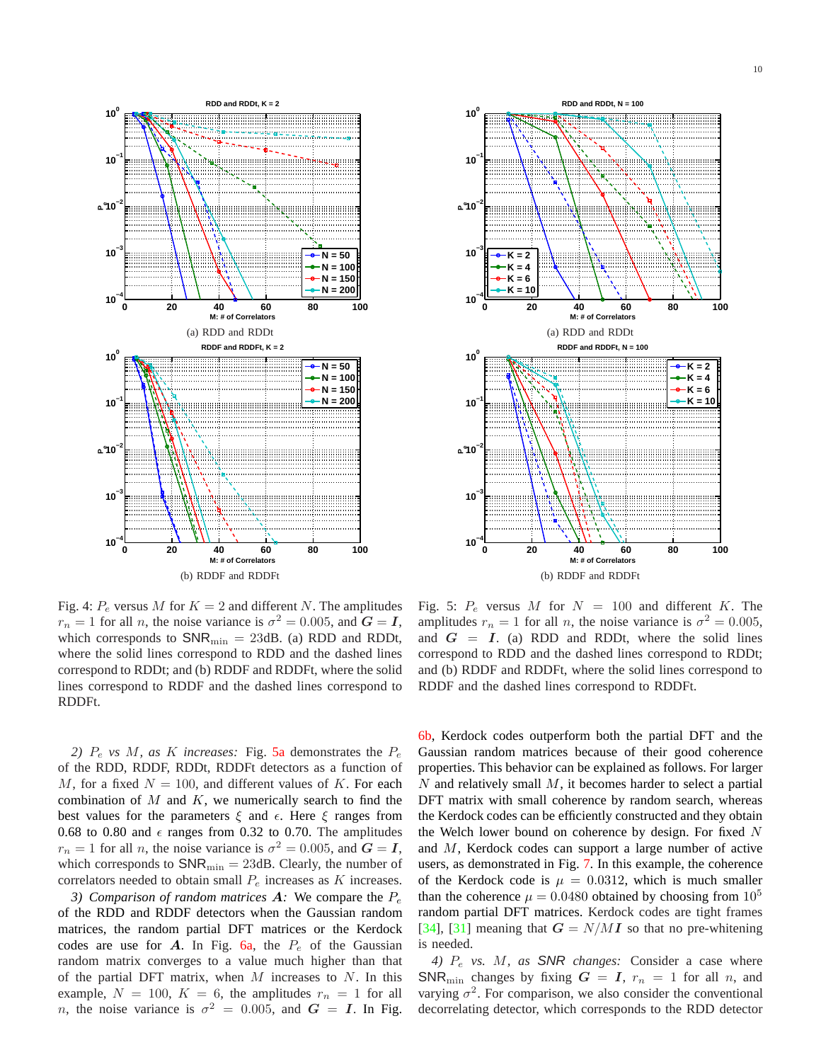(a) RDD and RDDt

(b) RDDF and RDDFt

Fig. 4: $P_e$ versus $M$ for $K = 2$ and different $N$. The amplitudes $r_n = 1$ for all $n$, the noise variance is $\sigma^2 = 0.005$, and $\boldsymbol{G} = \boldsymbol{I}$, which corresponds to $\text{SNR}_{\min} = 23$dB. (a) RDD and RDDt, where the solid lines correspond to RDD and the dashed lines correspond to RDDt; and (b) RDDF and RDDFt, where the solid lines correspond to RDDF and the dashed lines correspond to RDDFt.

(a) RDD and RDDt

(b) RDDF and RDDFt

Fig. 5: $P_e$ versus $M$ for $N = 100$ and different $K$. The amplitudes $r_n = 1$ for all $n$, the noise variance is $\sigma^2 = 0.005$, and $\boldsymbol{G} = \boldsymbol{I}$. (a) RDD and RDDt, where the solid lines correspond to RDD and the dashed lines correspond to RDDt; and (b) RDDF and RDDFt, where the solid lines correspond to RDDF and the dashed lines correspond to RDDFt.

*2) $P_e$ vs $M$, as $K$ increases:* Fig. 5a demonstrates the $P_e$ of the RDD, RDDF, RDDt, RDDFt detectors as a function of $M$, for a fixed $N = 100$, and different values of $K$. For each combination of $M$ and $K$, we numerically search to find the best values for the parameters $\xi$ and $\epsilon$. Here $\xi$ ranges from 0.68 to 0.80 and $\epsilon$ ranges from 0.32 to 0.70. The amplitudes $r_n = 1$ for all $n$, the noise variance is $\sigma^2 = 0.005$, and $\boldsymbol{G} = \boldsymbol{I}$, which corresponds to $\text{SNR}_{\min} = 23$dB. Clearly, the number of correlators needed to obtain small $P_e$ increases as $K$ increases.

*3) Comparison of random matrices $\boldsymbol{A}$:* We compare the $P_e$ of the RDD and RDDF detectors when the Gaussian random matrices, the random partial DFT matrices or the Kerdock codes are use for $\boldsymbol{A}$. In Fig. 6a, the $P_e$ of the Gaussian random matrix converges to a value much higher than that of the partial DFT matrix, when $M$ increases to $N$. In this example, $N = 100$, $K = 6$, the amplitudes $r_n = 1$ for all $n$, the noise variance is $\sigma^2 = 0.005$, and $\boldsymbol{G} = \boldsymbol{I}$. In Fig. 6b, Kerdock codes outperform both the partial DFT and the Gaussian random matrices because of their good coherence properties. This behavior can be explained as follows. For larger $N$ and relatively small $M$, it becomes harder to select a partial DFT matrix with small coherence by random search, whereas the Kerdock codes can be efficiently constructed and they obtain the Welch lower bound on coherence by design. For fixed $N$ and $M$, Kerdock codes can support a large number of active users, as demonstrated in Fig. 7. In this example, the coherence of the Kerdock code is $\mu = 0.0312$, which is much smaller than the coherence $\mu = 0.0480$ obtained by choosing from $10^5$ random partial DFT matrices. Kerdock codes are tight frames [34], [31] meaning that $\boldsymbol{G} = N/M\boldsymbol{I}$ so that no pre-whitening is needed.

*4) $P_e$ vs. $M$, as SNR changes:* Consider a case where $\text{SNR}_{\min}$ changes by fixing $\boldsymbol{G} = \boldsymbol{I}$, $r_n = 1$ for all $n$, and varying $\sigma^2$. For comparison, we also consider the conventional decorrelating detector, which corresponds to the RDD detector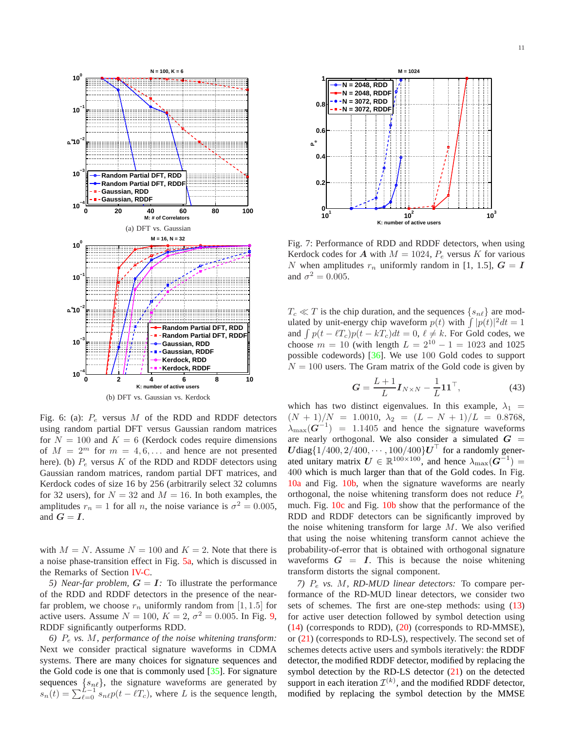(a) DFT vs. Gaussian

(b) DFT vs. Gaussian vs. Kerdock

Fig. 6: (a): $P_e$ versus $M$ of the RDD and RDDF detectors using random partial DFT versus Gaussian random matrices for $N = 100$ and $K = 6$ (Kerdock codes require dimensions of $M = 2^m$ for $m = 4, 6, \ldots$ and hence are not presented here). (b) $P_e$ versus $K$ of the RDD and RDDF detectors using Gaussian random matrices, random partial DFT matrices, and Kerdock codes of size 16 by 256 (arbitrarily select 32 columns for 32 users), for $N = 32$ and $M = 16$. In both examples, the amplitudes $r_n = 1$ for all $n$, the noise variance is $\sigma^2 = 0.005$, and $\boldsymbol{G} = \boldsymbol{I}$.

with $M = N$. Assume $N = 100$ and $K = 2$. Note that there is a noise phase-transition effect in Fig. 5a, which is discussed in the Remarks of Section IV-C.

*5) Near-far problem, $\boldsymbol{G} = \boldsymbol{I}$:* To illustrate the performance of the RDD and RDDF detectors in the presence of the near-far problem, we choose $r_n$ uniformly random from $[1, 1.5]$ for active users. Assume $N = 100$, $K = 2$, $\sigma^2 = 0.005$. In Fig. 9, RDDF significantly outperforms RDD.

*6) $P_e$ vs. $M$, performance of the noise whitening transform:* Next we consider practical signature waveforms in CDMA systems. There are many choices for signature sequences and the Gold code is one that is commonly used [35]. For signature sequences $\{s_{n\ell}\}$, the signature waveforms are generated by $s_n(t) = \sum_{\ell=0}^{L-1} s_{n\ell} p(t - \ell T_c)$, where $L$ is the sequence length,

Fig. 7: Performance of RDD and RDDF detectors, when using Kerdock codes for $\boldsymbol{A}$ with $M = 1024$, $P_e$ versus $K$ for various $N$ when amplitudes $r_n$ uniformly random in [1, 1.5], $\boldsymbol{G} = \boldsymbol{I}$ and $\sigma^2 = 0.005$.

$T_c \ll T$ is the chip duration, and the sequences $\{s_{n\ell}\}$ are modulated by unit-energy chip waveform $p(t)$ with $\int |p(t)|^2 dt = 1$ and $\int p(t - \ell T_c) p(t - kT_c) dt = 0$, $\ell \neq k$. For Gold codes, we choose $m = 10$ (with length $L = 2^{10} - 1 = 1023$ and 1025 possible codewords) [36]. We use 100 Gold codes to support $N = 100$ users. The Gram matrix of the Gold code is given by

$$\boldsymbol{G} = \frac{L+1}{L} \boldsymbol{I}_{N \times N} - \frac{1}{L} \boldsymbol{1}\boldsymbol{1}^\top, \tag{43}$$

which has two distinct eigenvalues. In this example, $\lambda_1 = (N+1)/N = 1.0010$, $\lambda_2 = (L - N + 1)/L = 0.8768$, $\lambda_{\max}(\boldsymbol{G}^{-1}) = 1.1405$ and hence the signature waveforms are nearly orthogonal. We also consider a simulated $\boldsymbol{G} = \boldsymbol{U} \text{diag}\{1/400, 2/400, \cdots, 100/400\} \boldsymbol{U}^\top$ for a randomly generated unitary matrix $\boldsymbol{U} \in \mathbb{R}^{100 \times 100}$, and hence $\lambda_{\max}(\boldsymbol{G}^{-1}) = 400$ which is much larger than that of the Gold codes. In Fig. 10a and Fig. 10b, when the signature waveforms are nearly orthogonal, the noise whitening transform does not reduce $P_e$ much. Fig. 10c and Fig. 10b show that the performance of the RDD and RDDF detectors can be significantly improved by the noise whitening transform for large $M$. We also verified that using the noise whitening transform cannot achieve the probability-of-error that is obtained with orthogonal signature waveforms $\boldsymbol{G} = \boldsymbol{I}$. This is because the noise whitening transform distorts the signal component.

*7) $P_e$ vs. $M$, RD-MUD linear detectors:* To compare performance of the RD-MUD linear detectors, we consider two sets of schemes. The first are one-step methods: using (13) for active user detection followed by symbol detection using (14) (corresponds to RDD), (20) (corresponds to RD-MMSE), or (21) (corresponds to RD-LS), respectively. The second set of schemes detects active users and symbols iteratively: the RDDF detector, the modified RDDF detector, modified by replacing the symbol detection by the RD-LS detector (21) on the detected support in each iteration $\mathcal{I}^{(k)}$, and the modified RDDF detector, modified by replacing the symbol detection by the MMSE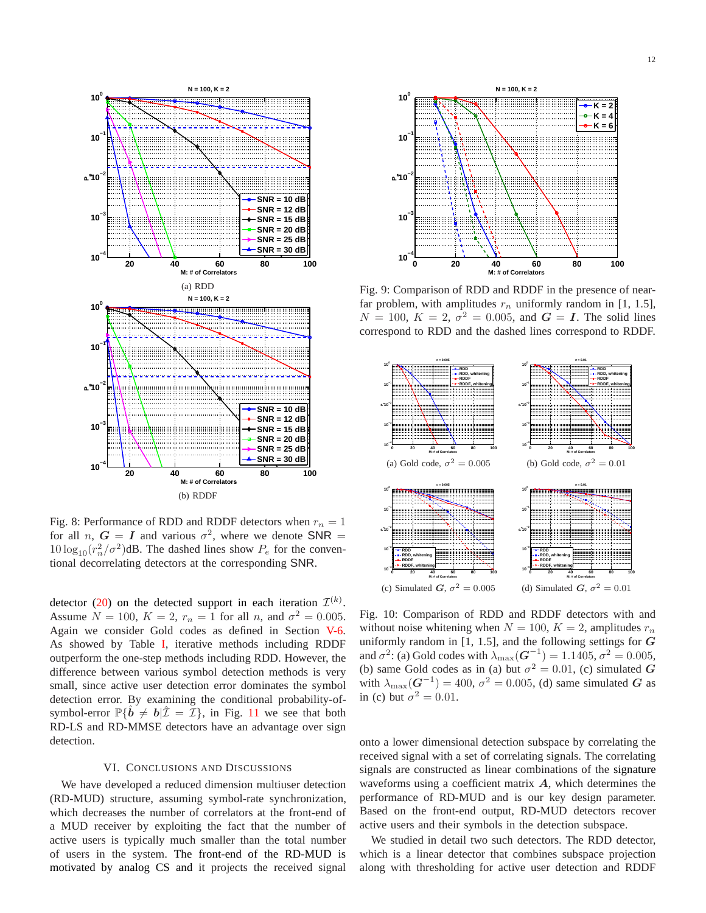(a) RDD

(b) RDDF

Fig. 8: Performance of RDD and RDDF detectors when $r_n = 1$ for all $n$, $\boldsymbol{G} = \boldsymbol{I}$ and various $\sigma^2$, where we denote SNR $= 10\log_{10}(r_n^2/\sigma^2)$dB. The dashed lines show $P_e$ for the conventional decorrelating detectors at the corresponding SNR.

Fig. 9: Comparison of RDD and RDDF in the presence of near-far problem, with amplitudes $r_n$ uniformly random in [1, 1.5], $N = 100$, $K = 2$, $\sigma^2 = 0.005$, and $\boldsymbol{G} = \boldsymbol{I}$. The solid lines correspond to RDD and the dashed lines correspond to RDDF.

(a) Gold code, $\sigma^2 = 0.005$

(b) Gold code, $\sigma^2 = 0.01$

(c) Simulated $\boldsymbol{G}$, $\sigma^2 = 0.005$

(d) Simulated $\boldsymbol{G}$, $\sigma^2 = 0.01$

Fig. 10: Comparison of RDD and RDDF detectors with and without noise whitening when $N = 100$, $K = 2$, amplitudes $r_n$ uniformly random in [1, 1.5], and the following settings for $\boldsymbol{G}$ and $\sigma^2$: (a) Gold codes with $\lambda_{\max}(\boldsymbol{G}^{-1}) = 1.1405$, $\sigma^2 = 0.005$, (b) same Gold codes as in (a) but $\sigma^2 = 0.01$, (c) simulated $\boldsymbol{G}$ with $\lambda_{\max}(\boldsymbol{G}^{-1}) = 400$, $\sigma^2 = 0.005$, (d) same simulated $\boldsymbol{G}$ as in (c) but $\sigma^2 = 0.01$.

detector (20) on the detected support in each iteration $\mathcal{I}^{(k)}$. Assume $N = 100$, $K = 2$, $r_n = 1$ for all $n$, and $\sigma^2 = 0.005$. Again we consider Gold codes as defined in Section V-6. As showed by Table I, iterative methods including RDDF outperform the one-step methods including RDD. However, the difference between various symbol detection methods is very small, since active user detection error dominates the symbol detection error. By examining the conditional probability-of-symbol-error $\mathbb{P}\{\hat{\boldsymbol{b}} \neq \boldsymbol{b} | \hat{\mathcal{I}} = \mathcal{I}\}$, in Fig. 11 we see that both RD-LS and RD-MMSE detectors have an advantage over sign detection.

## VI. Conclusions and Discussions

We have developed a reduced dimension multiuser detection (RD-MUD) structure, assuming symbol-rate synchronization, which decreases the number of correlators at the front-end of a MUD receiver by exploiting the fact that the number of active users is typically much smaller than the total number of users in the system. The front-end of the RD-MUD is motivated by analog CS and it projects the received signal onto a lower dimensional detection subspace by correlating the received signal with a set of correlating signals. The correlating signals are constructed as linear combinations of the signature waveforms using a coefficient matrix $\boldsymbol{A}$, which determines the performance of RD-MUD and is our key design parameter. Based on the front-end output, RD-MUD detectors recover active users and their symbols in the detection subspace.

We studied in detail two such detectors. The RDD detector, which is a linear detector that combines subspace projection along with thresholding for active user detection and RDDF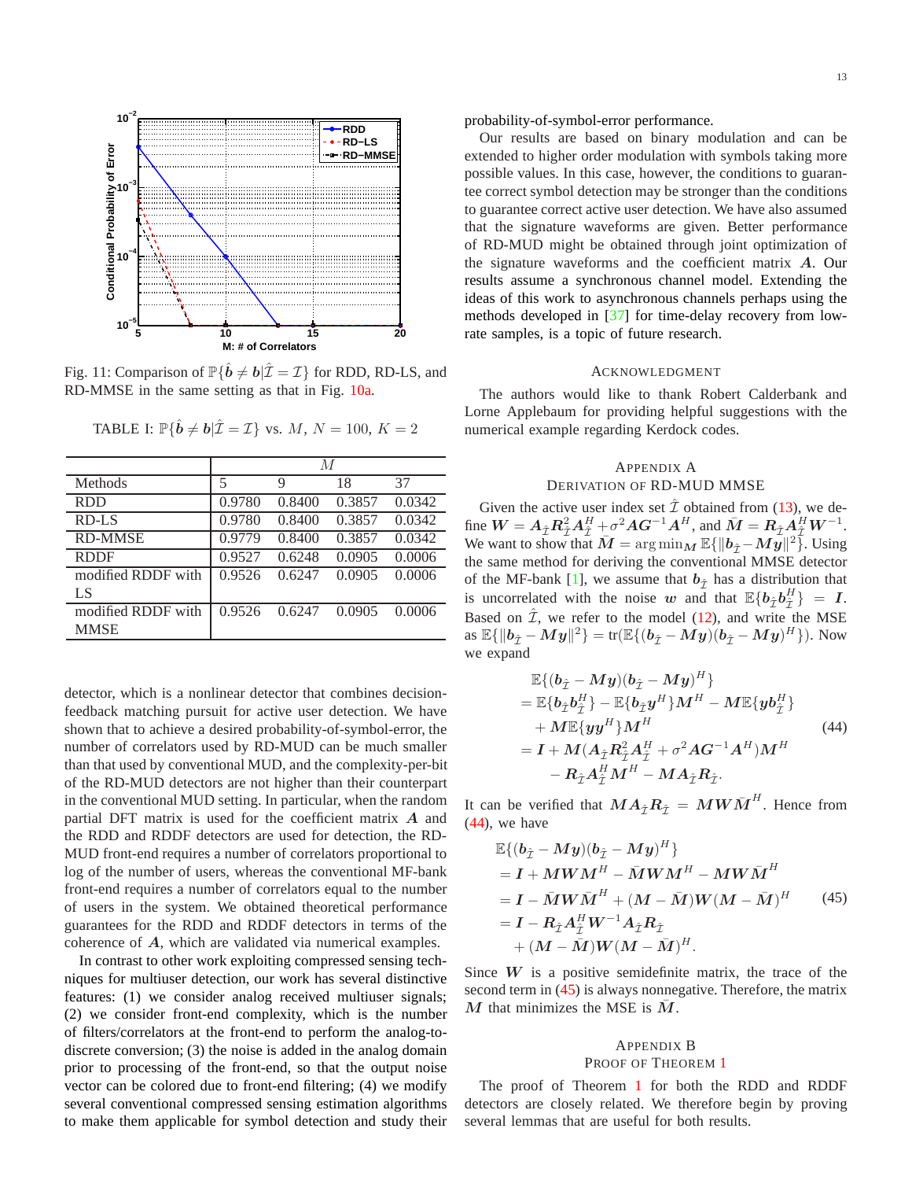Fig. 11: Comparison of $\mathbb{P}\{\hat{\boldsymbol{b}} \neq \boldsymbol{b} | \hat{\mathcal{I}} = \mathcal{I}\}$ for RDD, RD-LS, and RD-MMSE in the same setting as that in Fig. 10a.

TABLE I: $\mathbb{P}\{\hat{\boldsymbol{b}} \neq \boldsymbol{b} | \hat{\mathcal{I}} = \mathcal{I}\}$ vs. $M$, $N = 100$, $K = 2$

| | $M$ | | | |
|---|---|---|---|---|
| Methods | 5 | 9 | 18 | 37 |
| RDD | 0.9780 | 0.8400 | 0.3857 | 0.0342 |
| RD-LS | 0.9780 | 0.8400 | 0.3857 | 0.0342 |
| RD-MMSE | 0.9779 | 0.8400 | 0.3857 | 0.0342 |
| RDDF | 0.9527 | 0.6248 | 0.0905 | 0.0006 |
| modified RDDF with LS | 0.9526 | 0.6247 | 0.0905 | 0.0006 |
| modified RDDF with MMSE | 0.9526 | 0.6247 | 0.0905 | 0.0006 |

detector, which is a nonlinear detector that combines decision-feedback matching pursuit for active user detection. We have shown that to achieve a desired probability-of-symbol-error, the number of correlators used by RD-MUD can be much smaller than that used by conventional MUD, and the complexity-per-bit of the RD-MUD detectors are not higher than their counterpart in the conventional MUD setting. In particular, when the random partial DFT matrix is used for the coefficient matrix $\boldsymbol{A}$ and the RDD and RDDF detectors are used for detection, the RD-MUD front-end requires a number of correlators proportional to log of the number of users, whereas the conventional MF-bank front-end requires a number of correlators equal to the number of users in the system. We obtained theoretical performance guarantees for the RDD and RDDF detectors in terms of the coherence of $\boldsymbol{A}$, which are validated via numerical examples.

In contrast to other work exploiting compressed sensing techniques for multiuser detection, our work has several distinctive features: (1) we consider analog received multiuser signals; (2) we consider front-end complexity, which is the number of filters/correlators at the front-end to perform the analog-to-discrete conversion; (3) the noise is added in the analog domain prior to processing of the front-end, so that the output noise vector can be colored due to front-end filtering; (4) we modify several conventional compressed sensing estimation algorithms to make them applicable for symbol detection and study their probability-of-symbol-error performance.

Our results are based on binary modulation and can be extended to higher order modulation with symbols taking more possible values. In this case, however, the conditions to guarantee correct symbol detection may be stronger than the conditions to guarantee correct active user detection. We have also assumed that the signature waveforms are given. Better performance of RD-MUD might be obtained through joint optimization of the signature waveforms and the coefficient matrix $\boldsymbol{A}$. Our results assume a synchronous channel model. Extending the ideas of this work to asynchronous channels perhaps using the methods developed in [37] for time-delay recovery from low-rate samples, is a topic of future research.

## Acknowledgment

The authors would like to thank Robert Calderbank and Lorne Applebaum for providing helpful suggestions with the numerical example regarding Kerdock codes.

## Appendix A
## Derivation of RD-MUD MMSE

Given the active user index set $\hat{\mathcal{I}}$ obtained from (13), we define $\boldsymbol{W} = \boldsymbol{A}_{\hat{\mathcal{I}}}\boldsymbol{R}_{\hat{\mathcal{I}}}^2\boldsymbol{A}_{\hat{\mathcal{I}}}^H + \sigma^2\boldsymbol{A}\boldsymbol{G}^{-1}\boldsymbol{A}^H$, and $\bar{\boldsymbol{M}} = \boldsymbol{R}_{\hat{\mathcal{I}}}\boldsymbol{A}_{\hat{\mathcal{I}}}^H\boldsymbol{W}^{-1}$. We want to show that $\bar{\boldsymbol{M}} = \arg\min_{\boldsymbol{M}} \mathbb{E}\{\|\boldsymbol{b}_{\hat{\mathcal{I}}} - \boldsymbol{M}\boldsymbol{y}\|^2\}$. Using the same method for deriving the conventional MMSE detector of the MF-bank [1], we assume that $\boldsymbol{b}_{\hat{\mathcal{I}}}$ has a distribution that is uncorrelated with the noise $\boldsymbol{w}$ and that $\mathbb{E}\{\boldsymbol{b}_{\hat{\mathcal{I}}}\boldsymbol{b}_{\hat{\mathcal{I}}}^H\} = \boldsymbol{I}$. Based on $\hat{\mathcal{I}}$, we refer to the model (12), and write the MSE as $\mathbb{E}\{\|\boldsymbol{b}_{\hat{\mathcal{I}}} - \boldsymbol{M}\boldsymbol{y}\|^2\} = \text{tr}(\mathbb{E}\{(\boldsymbol{b}_{\hat{\mathcal{I}}} - \boldsymbol{M}\boldsymbol{y})(\boldsymbol{b}_{\hat{\mathcal{I}}} - \boldsymbol{M}\boldsymbol{y})^H\})$. Now we expand

$$
\begin{aligned}
&\mathbb{E}\{(\boldsymbol{b}_{\hat{\mathcal{I}}} - \boldsymbol{M}\boldsymbol{y})(\boldsymbol{b}_{\hat{\mathcal{I}}} - \boldsymbol{M}\boldsymbol{y})^H\} \\
&= \mathbb{E}\{\boldsymbol{b}_{\hat{\mathcal{I}}}\boldsymbol{b}_{\hat{\mathcal{I}}}^H\} - \mathbb{E}\{\boldsymbol{b}_{\hat{\mathcal{I}}}\boldsymbol{y}^H\}\boldsymbol{M}^H - \boldsymbol{M}\mathbb{E}\{\boldsymbol{y}\boldsymbol{b}_{\hat{\mathcal{I}}}^H\} \\
&\quad + \boldsymbol{M}\mathbb{E}\{\boldsymbol{y}\boldsymbol{y}^H\}\boldsymbol{M}^H \\
&= \boldsymbol{I} + \boldsymbol{M}(\boldsymbol{A}_{\hat{\mathcal{I}}}\boldsymbol{R}_{\hat{\mathcal{I}}}^2\boldsymbol{A}_{\hat{\mathcal{I}}}^H + \sigma^2\boldsymbol{A}\boldsymbol{G}^{-1}\boldsymbol{A}^H)\boldsymbol{M}^H \\
&\quad - \boldsymbol{R}_{\hat{\mathcal{I}}}\boldsymbol{A}_{\hat{\mathcal{I}}}^H\boldsymbol{M}^H - \boldsymbol{M}\boldsymbol{A}_{\hat{\mathcal{I}}}\boldsymbol{R}_{\hat{\mathcal{I}}}.
\end{aligned}
\tag{44}
$$

It can be verified that $\boldsymbol{M}\boldsymbol{A}_{\hat{\mathcal{I}}}\boldsymbol{R}_{\hat{\mathcal{I}}} = \boldsymbol{M}\boldsymbol{W}\bar{\boldsymbol{M}}^H$. Hence from (44), we have

$$
\begin{aligned}
&\mathbb{E}\{(\boldsymbol{b}_{\hat{\mathcal{I}}} - \boldsymbol{M}\boldsymbol{y})(\boldsymbol{b}_{\hat{\mathcal{I}}} - \boldsymbol{M}\boldsymbol{y})^H\} \\
&= \boldsymbol{I} + \boldsymbol{M}\boldsymbol{W}\boldsymbol{M}^H - \bar{\boldsymbol{M}}\boldsymbol{W}\boldsymbol{M}^H - \boldsymbol{M}\boldsymbol{W}\bar{\boldsymbol{M}}^H \\
&= \boldsymbol{I} - \bar{\boldsymbol{M}}\boldsymbol{W}\bar{\boldsymbol{M}}^H + (\boldsymbol{M} - \bar{\boldsymbol{M}})\boldsymbol{W}(\boldsymbol{M} - \bar{\boldsymbol{M}})^H \\
&= \boldsymbol{I} - \boldsymbol{R}_{\hat{\mathcal{I}}}\boldsymbol{A}_{\hat{\mathcal{I}}}^H\boldsymbol{W}^{-1}\boldsymbol{A}_{\hat{\mathcal{I}}}\boldsymbol{R}_{\hat{\mathcal{I}}} \\
&\quad + (\boldsymbol{M} - \bar{\boldsymbol{M}})\boldsymbol{W}(\boldsymbol{M} - \bar{\boldsymbol{M}})^H.
\end{aligned}
\tag{45}
$$

Since $\boldsymbol{W}$ is a positive semidefinite matrix, the trace of the second term in (45) is always nonnegative. Therefore, the matrix $\boldsymbol{M}$ that minimizes the MSE is $\bar{\boldsymbol{M}}$.

## Appendix B
## Proof of Theorem 1

The proof of Theorem 1 for both the RDD and RDDF detectors are closely related. We therefore begin by proving several lemmas that are useful for both results.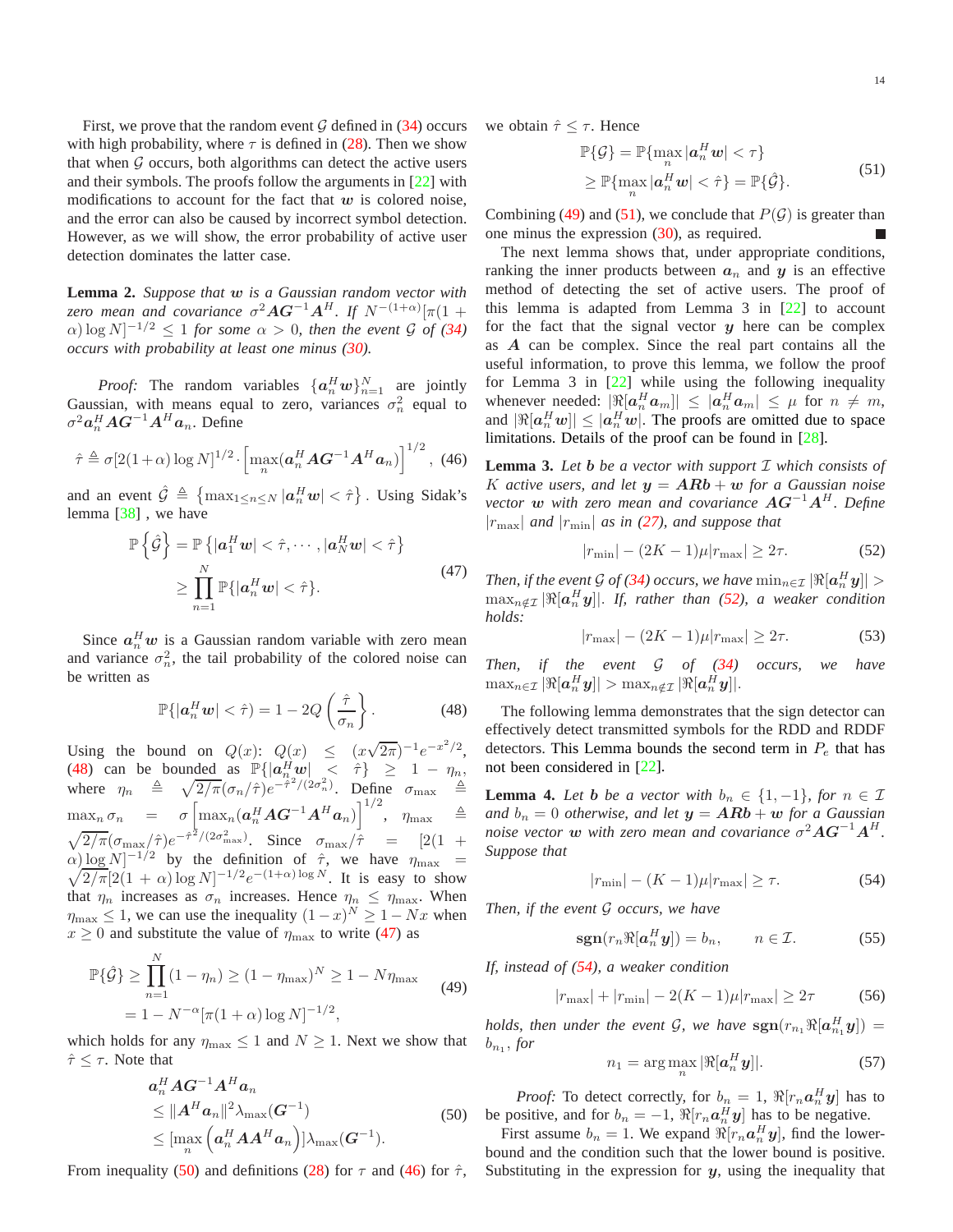First, we prove that the random event $\mathcal{G}$ defined in (34) occurs with high probability, where $\tau$ is defined in (28). Then we show that when $\mathcal{G}$ occurs, both algorithms can detect the active users and their symbols. The proofs follow the arguments in [22] with modifications to account for the fact that $\boldsymbol{w}$ is colored noise, and the error can also be caused by incorrect symbol detection. However, as we will show, the error probability of active user detection dominates the latter case.

**Lemma 2.** *Suppose that $\boldsymbol{w}$ is a Gaussian random vector with zero mean and covariance $\sigma^2\boldsymbol{A}\boldsymbol{G}^{-1}\boldsymbol{A}^H$. If $N^{-(1+\alpha)}[\pi(1+\alpha)\log N]^{-1/2} \leq 1$ for some $\alpha > 0$, then the event $\mathcal{G}$ of (34) occurs with probability at least one minus (30).*

*Proof:* The random variables $\{\boldsymbol{a}_n^H\boldsymbol{w}\}_{n=1}^N$ are jointly Gaussian, with means equal to zero, variances $\sigma_n^2$ equal to $\sigma^2\boldsymbol{a}_n^H\boldsymbol{A}\boldsymbol{G}^{-1}\boldsymbol{A}^H\boldsymbol{a}_n$. Define

$$\hat{\tau} \triangleq \sigma[2(1+\alpha)\log N]^{1/2}\cdot\left[\max_n(\boldsymbol{a}_n^H\boldsymbol{A}\boldsymbol{G}^{-1}\boldsymbol{A}^H\boldsymbol{a}_n)\right]^{1/2}, \tag{46}$$

and an event $\hat{\mathcal{G}} \triangleq \left\{\max_{1\leq n\leq N}|\boldsymbol{a}_n^H\boldsymbol{w}| < \hat{\tau}\right\}$. Using Sidak's lemma [38] , we have

$$\begin{aligned}\mathbb{P}\left\{\hat{\mathcal{G}}\right\} &= \mathbb{P}\left\{|\boldsymbol{a}_1^H\boldsymbol{w}| < \hat{\tau},\cdots,|\boldsymbol{a}_N^H\boldsymbol{w}| < \hat{\tau}\right\} \\ &\geq \prod_{n=1}^N \mathbb{P}\{|\boldsymbol{a}_n^H\boldsymbol{w}| < \hat{\tau}\}.\end{aligned} \tag{47}$$

Since $\boldsymbol{a}_n^H\boldsymbol{w}$ is a Gaussian random variable with zero mean and variance $\sigma_n^2$, the tail probability of the colored noise can be written as

$$\mathbb{P}\{|\boldsymbol{a}_n^H\boldsymbol{w}| < \hat{\tau}\} = 1 - 2Q\left(\frac{\hat{\tau}}{\sigma_n}\right). \tag{48}$$

Using the bound on $Q(x)$: $Q(x) \leq (x\sqrt{2\pi})^{-1}e^{-x^2/2}$, (48) can be bounded as $\mathbb{P}\{|\boldsymbol{a}_n^H\boldsymbol{w}| < \hat{\tau}\} \geq 1-\eta_n$, where $\eta_n \triangleq \sqrt{2/\pi}(\sigma_n/\hat{\tau})e^{-\hat{\tau}^2/(2\sigma_n^2)}$. Define $\sigma_{\max} \triangleq \max_n\sigma_n = \sigma\left[\max_n(\boldsymbol{a}_n^H\boldsymbol{A}\boldsymbol{G}^{-1}\boldsymbol{A}^H\boldsymbol{a}_n)\right]^{1/2}$, $\eta_{\max} \triangleq \sqrt{2/\pi}(\sigma_{\max}/\hat{\tau})e^{-\hat{\tau}^2/(2\sigma_{\max}^2)}$. Since $\sigma_{\max}/\hat{\tau} = [2(1+\alpha)\log N]^{-1/2}$ by the definition of $\hat{\tau}$, we have $\eta_{\max} = \sqrt{2/\pi}[2(1+\alpha)\log N]^{-1/2}e^{-(1+\alpha)\log N}$. It is easy to show that $\eta_n$ increases as $\sigma_n$ increases. Hence $\eta_n \leq \eta_{\max}$. When $\eta_{\max} \leq 1$, we can use the inequality $(1-x)^N \geq 1-Nx$ when $x \geq 0$ and substitute the value of $\eta_{\max}$ to write (47) as

$$\begin{aligned}\mathbb{P}\{\hat{\mathcal{G}}\} &\geq \prod_{n=1}^N(1-\eta_n) \geq (1-\eta_{\max})^N \geq 1-N\eta_{\max} \\ &= 1-N^{-\alpha}[\pi(1+\alpha)\log N]^{-1/2},\end{aligned} \tag{49}$$

which holds for any $\eta_{\max} \leq 1$ and $N \geq 1$. Next we show that $\hat{\tau} \leq \tau$. Note that

$$\begin{aligned}&\boldsymbol{a}_n^H\boldsymbol{A}\boldsymbol{G}^{-1}\boldsymbol{A}^H\boldsymbol{a}_n \\ &\leq \|\boldsymbol{A}^H\boldsymbol{a}_n\|^2\lambda_{\max}(\boldsymbol{G}^{-1}) \\ &\leq [\max_n\left(\boldsymbol{a}_n^H\boldsymbol{A}\boldsymbol{A}^H\boldsymbol{a}_n\right)]\lambda_{\max}(\boldsymbol{G}^{-1}).\end{aligned} \tag{50}$$

From inequality (50) and definitions (28) for $\tau$ and (46) for $\hat{\tau}$, we obtain $\hat{\tau} \leq \tau$. Hence

$$\begin{aligned}\mathbb{P}\{\mathcal{G}\} &= \mathbb{P}\{\max_n|\boldsymbol{a}_n^H\boldsymbol{w}| < \tau\} \\ &\geq \mathbb{P}\{\max_n|\boldsymbol{a}_n^H\boldsymbol{w}| < \hat{\tau}\} = \mathbb{P}\{\hat{\mathcal{G}}\}.\end{aligned} \tag{51}$$

Combining (49) and (51), we conclude that $P(\mathcal{G})$ is greater than one minus the expression (30), as required. ■

The next lemma shows that, under appropriate conditions, ranking the inner products between $\boldsymbol{a}_n$ and $\boldsymbol{y}$ is an effective method of detecting the set of active users. The proof of this lemma is adapted from Lemma 3 in [22] to account for the fact that the signal vector $\boldsymbol{y}$ here can be complex as $\boldsymbol{A}$ can be complex. Since the real part contains all the useful information, to prove this lemma, we follow the proof for Lemma 3 in [22] while using the following inequality whenever needed: $|\Re[\boldsymbol{a}_n^H\boldsymbol{a}_m]| \leq |\boldsymbol{a}_n^H\boldsymbol{a}_m| \leq \mu$ for $n \neq m$, and $|\Re[\boldsymbol{a}_n^H\boldsymbol{w}]| \leq |\boldsymbol{a}_n^H\boldsymbol{w}|$. The proofs are omitted due to space limitations. Details of the proof can be found in [28].

**Lemma 3.** *Let $\boldsymbol{b}$ be a vector with support $\mathcal{I}$ which consists of $K$ active users, and let $\boldsymbol{y} = \boldsymbol{A}\boldsymbol{R}\boldsymbol{b}+\boldsymbol{w}$ for a Gaussian noise vector $\boldsymbol{w}$ with zero mean and covariance $\boldsymbol{A}\boldsymbol{G}^{-1}\boldsymbol{A}^H$. Define $|r_{\max}|$ and $|r_{\min}|$ as in (27), and suppose that*

$$|r_{\min}| - (2K-1)\mu|r_{\max}| \geq 2\tau. \tag{52}$$

*Then, if the event $\mathcal{G}$ of (34) occurs, we have $\min_{n\in\mathcal{I}}|\Re[\boldsymbol{a}_n^H\boldsymbol{y}]| > \max_{n\notin\mathcal{I}}|\Re[\boldsymbol{a}_n^H\boldsymbol{y}]|$. If, rather than (52), a weaker condition holds:*

$$|r_{\max}| - (2K-1)\mu|r_{\max}| \geq 2\tau. \tag{53}$$

*Then, if the event $\mathcal{G}$ of (34) occurs, we have $\max_{n\in\mathcal{I}}|\Re[\boldsymbol{a}_n^H\boldsymbol{y}]| > \max_{n\notin\mathcal{I}}|\Re[\boldsymbol{a}_n^H\boldsymbol{y}]|$.*

The following lemma demonstrates that the sign detector can effectively detect transmitted symbols for the RDD and RDDF detectors. This Lemma bounds the second term in $P_e$ that has not been considered in [22].

**Lemma 4.** *Let $\boldsymbol{b}$ be a vector with $b_n \in \{1,-1\}$, for $n \in \mathcal{I}$ and $b_n = 0$ otherwise, and let $\boldsymbol{y} = \boldsymbol{A}\boldsymbol{R}\boldsymbol{b}+\boldsymbol{w}$ for a Gaussian noise vector $\boldsymbol{w}$ with zero mean and covariance $\sigma^2\boldsymbol{A}\boldsymbol{G}^{-1}\boldsymbol{A}^H$. Suppose that*

$$|r_{\min}| - (K-1)\mu|r_{\max}| \geq \tau. \tag{54}$$

*Then, if the event $\mathcal{G}$ occurs, we have*

$$\mathbf{sgn}(r_n\Re[\boldsymbol{a}_n^H\boldsymbol{y}]) = b_n, \qquad n \in \mathcal{I}. \tag{55}$$

*If, instead of (54), a weaker condition*

$$|r_{\max}| + |r_{\min}| - 2(K-1)\mu|r_{\max}| \geq 2\tau \tag{56}$$

*holds, then under the event $\mathcal{G}$, we have $\mathbf{sgn}(r_{n_1}\Re[\boldsymbol{a}_{n_1}^H\boldsymbol{y}]) = b_{n_1}$, for*

$$n_1 = \arg\max_n|\Re[\boldsymbol{a}_n^H\boldsymbol{y}]|. \tag{57}$$

*Proof:* To detect correctly, for $b_n = 1$, $\Re[r_n\boldsymbol{a}_n^H\boldsymbol{y}]$ has to be positive, and for $b_n = -1$, $\Re[r_n\boldsymbol{a}_n^H\boldsymbol{y}]$ has to be negative.

First assume $b_n = 1$. We expand $\Re[r_n\boldsymbol{a}_n^H\boldsymbol{y}]$, find the lower-bound and the condition such that the lower bound is positive. Substituting in the expression for $\boldsymbol{y}$, using the inequality that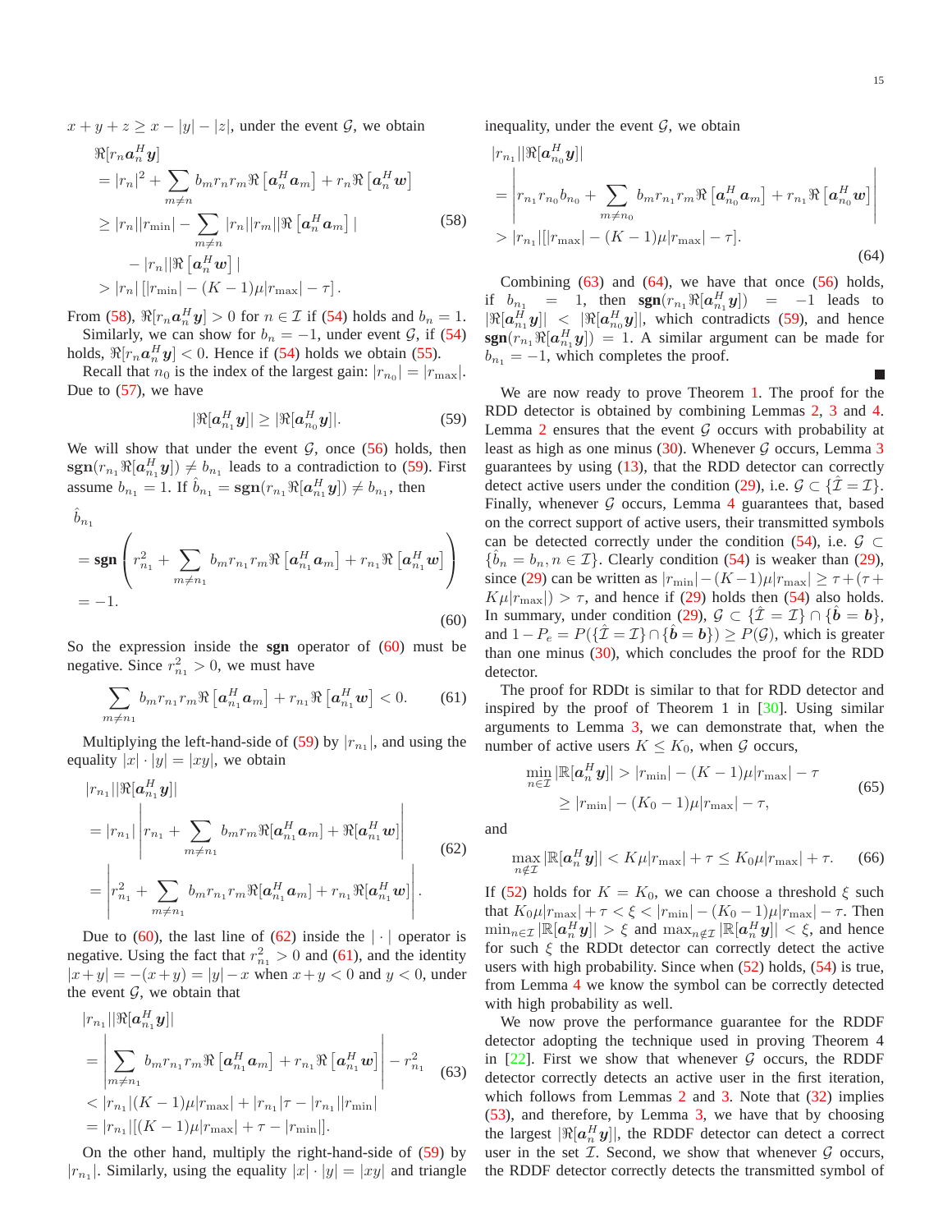$x+y+z \geq x-|y|-|z|$, under the event $\mathcal{G}$, we obtain

$$
\begin{aligned}
&\Re[r_n \boldsymbol{a}_n^H \boldsymbol{y}] \\
&= |r_n|^2 + \sum_{m\neq n} b_m r_n r_m \Re\left[\boldsymbol{a}_n^H \boldsymbol{a}_m\right] + r_n \Re\left[\boldsymbol{a}_n^H \boldsymbol{w}\right] \\
&\geq |r_n||r_{\min}| - \sum_{m\neq n} |r_n||r_m||\Re\left[\boldsymbol{a}_n^H \boldsymbol{a}_m\right]| \\
&\quad - |r_n||\Re\left[\boldsymbol{a}_n^H \boldsymbol{w}\right]| \\
&> |r_n|\left[|r_{\min}| - (K-1)\mu|r_{\max}| - \tau\right].
\end{aligned}
\tag{58}
$$

From (58), $\Re[r_n \boldsymbol{a}_n^H \boldsymbol{y}] > 0$ for $n \in \mathcal{I}$ if (54) holds and $b_n = 1$.

Similarly, we can show for $b_n = -1$, under event $\mathcal{G}$, if (54) holds, $\Re[r_n \boldsymbol{a}_n^H \boldsymbol{y}] < 0$. Hence if (54) holds we obtain (55).

Recall that $n_0$ is the index of the largest gain: $|r_{n_0}| = |r_{\max}|$. Due to (57), we have

$$
|\Re[\boldsymbol{a}_{n_1}^H \boldsymbol{y}]| \geq |\Re[\boldsymbol{a}_{n_0}^H \boldsymbol{y}]|. \tag{59}
$$

We will show that under the event $\mathcal{G}$, once (56) holds, then $\mathbf{sgn}(r_{n_1}\Re[\boldsymbol{a}_{n_1}^H \boldsymbol{y}]) \neq b_{n_1}$ leads to a contradiction to (59). First assume $b_{n_1} = 1$. If $\hat{b}_{n_1} = \mathbf{sgn}(r_{n_1}\Re[\boldsymbol{a}_{n_1}^H \boldsymbol{y}]) \neq b_{n_1}$, then

$$
\begin{aligned}
&\hat{b}_{n_1} \\
&= \mathbf{sgn}\left(r_{n_1}^2 + \sum_{m\neq n_1} b_m r_{n_1} r_m \Re\left[\boldsymbol{a}_{n_1}^H \boldsymbol{a}_m\right] + r_{n_1}\Re\left[\boldsymbol{a}_{n_1}^H \boldsymbol{w}\right]\right) \\
&= -1.
\end{aligned}
\tag{60}
$$

So the expression inside the **sgn** operator of (60) must be negative. Since $r_{n_1}^2 > 0$, we must have

$$
\sum_{m\neq n_1} b_m r_{n_1} r_m \Re\left[\boldsymbol{a}_{n_1}^H \boldsymbol{a}_m\right] + r_{n_1}\Re\left[\boldsymbol{a}_{n_1}^H \boldsymbol{w}\right] < 0. \tag{61}
$$

Multiplying the left-hand-side of (59) by $|r_{n_1}|$, and using the equality $|x|\cdot|y| = |xy|$, we obtain

$$
\begin{aligned}
&|r_{n_1}||\Re[\boldsymbol{a}_{n_1}^H \boldsymbol{y}]| \\
&= |r_{n_1}|\left|r_{n_1} + \sum_{m\neq n_1} b_m r_m \Re[\boldsymbol{a}_{n_1}^H \boldsymbol{a}_m] + \Re[\boldsymbol{a}_{n_1}^H \boldsymbol{w}]\right| \\
&= \left|r_{n_1}^2 + \sum_{m\neq n_1} b_m r_{n_1} r_m \Re[\boldsymbol{a}_{n_1}^H \boldsymbol{a}_m] + r_{n_1}\Re[\boldsymbol{a}_{n_1}^H \boldsymbol{w}]\right|.
\end{aligned}
\tag{62}
$$

Due to (60), the last line of (62) inside the $|\cdot|$ operator is negative. Using the fact that $r_{n_1}^2 > 0$ and (61), and the identity $|x+y| = -(x+y) = |y| - x$ when $x+y<0$ and $y<0$, under the event $\mathcal{G}$, we obtain that

$$
\begin{aligned}
&|r_{n_1}||\Re[\boldsymbol{a}_{n_1}^H \boldsymbol{y}]| \\
&= \left|\sum_{m\neq n_1} b_m r_{n_1} r_m \Re\left[\boldsymbol{a}_{n_1}^H \boldsymbol{a}_m\right] + r_{n_1}\Re\left[\boldsymbol{a}_{n_1}^H \boldsymbol{w}\right]\right| - r_{n_1}^2 \\
&< |r_{n_1}|(K-1)\mu|r_{\max}| + |r_{n_1}|\tau - |r_{n_1}||r_{\min}| \\
&= |r_{n_1}|[(K-1)\mu|r_{\max}| + \tau - |r_{\min}|].
\end{aligned}
\tag{63}
$$

On the other hand, multiply the right-hand-side of (59) by $|r_{n_1}|$. Similarly, using the equality $|x|\cdot|y| = |xy|$ and triangle inequality, under the event $\mathcal{G}$, we obtain

$$
\begin{aligned}
&|r_{n_1}||\Re[\boldsymbol{a}_{n_0}^H \boldsymbol{y}]| \\
&= \left|r_{n_1} r_{n_0} b_{n_0} + \sum_{m\neq n_0} b_m r_{n_1} r_m \Re\left[\boldsymbol{a}_{n_0}^H \boldsymbol{a}_m\right] + r_{n_1}\Re\left[\boldsymbol{a}_{n_0}^H \boldsymbol{w}\right]\right| \\
&> |r_{n_1}|[|r_{\max}| - (K-1)\mu|r_{\max}| - \tau].
\end{aligned}
\tag{64}
$$

Combining (63) and (64), we have that once (56) holds, if $b_{n_1} = 1$, then $\mathbf{sgn}(r_{n_1}\Re[\boldsymbol{a}_{n_1}^H \boldsymbol{y}]) = -1$ leads to $|\Re[\boldsymbol{a}_{n_1}^H \boldsymbol{y}]| < |\Re[\boldsymbol{a}_{n_0}^H \boldsymbol{y}]|$, which contradicts (59), and hence $\mathbf{sgn}(r_{n_1}\Re[\boldsymbol{a}_{n_1}^H \boldsymbol{y}]) = 1$. A similar argument can be made for $b_{n_1} = -1$, which completes the proof.

■

We are now ready to prove Theorem 1. The proof for the RDD detector is obtained by combining Lemmas 2, 3 and 4. Lemma 2 ensures that the event $\mathcal{G}$ occurs with probability at least as high as one minus (30). Whenever $\mathcal{G}$ occurs, Lemma 3 guarantees by using (13), that the RDD detector can correctly detect active users under the condition (29), i.e. $\mathcal{G} \subset \{\hat{\mathcal{I}} = \mathcal{I}\}$. Finally, whenever $\mathcal{G}$ occurs, Lemma 4 guarantees that, based on the correct support of active users, their transmitted symbols can be detected correctly under the condition (54), i.e. $\mathcal{G} \subset \{\hat{b}_n = b_n, n \in \mathcal{I}\}$. Clearly condition (54) is weaker than (29), since (29) can be written as $|r_{\min}| - (K-1)\mu|r_{\max}| \geq \tau + (\tau + K\mu|r_{\max}|) > \tau$, and hence if (29) holds then (54) also holds. In summary, under condition (29), $\mathcal{G} \subset \{\hat{\mathcal{I}} = \mathcal{I}\} \cap \{\hat{\boldsymbol{b}} = \boldsymbol{b}\}$, and $1 - P_e = P(\{\hat{\mathcal{I}} = \mathcal{I}\} \cap \{\hat{\boldsymbol{b}} = \boldsymbol{b}\}) \geq P(\mathcal{G})$, which is greater than one minus (30), which concludes the proof for the RDD detector.

The proof for RDDt is similar to that for RDD detector and inspired by the proof of Theorem 1 in [30]. Using similar arguments to Lemma 3, we can demonstrate that, when the number of active users $K \leq K_0$, when $\mathcal{G}$ occurs,

$$
\begin{aligned}
\min_{n\in\mathcal{I}} |\mathbb{R}[\boldsymbol{a}_n^H \boldsymbol{y}]| &> |r_{\min}| - (K-1)\mu|r_{\max}| - \tau \\
&\geq |r_{\min}| - (K_0-1)\mu|r_{\max}| - \tau,
\end{aligned}
\tag{65}
$$

and

$$
\max_{n\notin\mathcal{I}} |\mathbb{R}[\boldsymbol{a}_n^H \boldsymbol{y}]| < K\mu|r_{\max}| + \tau \leq K_0\mu|r_{\max}| + \tau. \tag{66}
$$

If (52) holds for $K = K_0$, we can choose a threshold $\xi$ such that $K_0\mu|r_{\max}| + \tau < \xi < |r_{\min}| - (K_0-1)\mu|r_{\max}| - \tau$. Then $\min_{n\in\mathcal{I}} |\mathbb{R}[\boldsymbol{a}_n^H \boldsymbol{y}]| > \xi$ and $\max_{n\notin\mathcal{I}} |\mathbb{R}[\boldsymbol{a}_n^H \boldsymbol{y}]| < \xi$, and hence for such $\xi$ the RDDt detector can correctly detect the active users with high probability. Since when (52) holds, (54) is true, from Lemma 4 we know the symbol can be correctly detected with high probability as well.

We now prove the performance guarantee for the RDDF detector adopting the technique used in proving Theorem 4 in [22]. First we show that whenever $\mathcal{G}$ occurs, the RDDF detector correctly detects an active user in the first iteration, which follows from Lemmas 2 and 3. Note that (32) implies (53), and therefore, by Lemma 3, we have that by choosing the largest $|\Re[\boldsymbol{a}_n^H \boldsymbol{y}]|$, the RDDF detector can detect a correct user in the set $\mathcal{I}$. Second, we show that whenever $\mathcal{G}$ occurs, the RDDF detector correctly detects the transmitted symbol of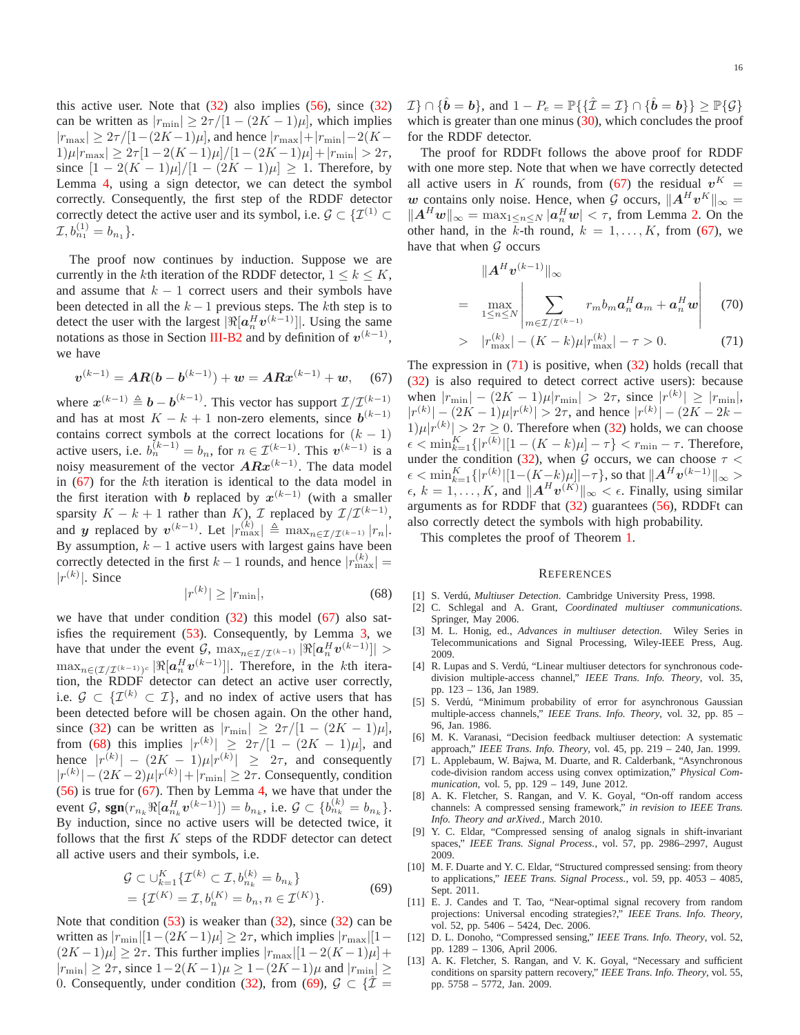this active user. Note that (32) also implies (56), since (32) can be written as $|r_{\min}| \geq 2\tau/[1-(2K-1)\mu]$, which implies $|r_{\max}| \geq 2\tau/[1-(2K-1)\mu]$, and hence $|r_{\max}|+|r_{\min}|-2(K-1)\mu|r_{\max}| \geq 2\tau[1-2(K-1)\mu]/[1-(2K-1)\mu]+|r_{\min}| > 2\tau$, since $[1-2(K-1)\mu]/[1-(2K-1)\mu] \geq 1$. Therefore, by Lemma 4, using a sign detector, we can detect the symbol correctly. Consequently, the first step of the RDDF detector correctly detect the active user and its symbol, i.e. $\mathcal{G} \subset \{\mathcal{I}^{(1)} \subset \mathcal{I}, b_{n_1}^{(1)} = b_{n_1}\}$.

The proof now continues by induction. Suppose we are currently in the $k$th iteration of the RDDF detector, $1 \leq k \leq K$, and assume that $k-1$ correct users and their symbols have been detected in all the $k-1$ previous steps. The $k$th step is to detect the user with the largest $|\Re[\boldsymbol{a}_n^H \boldsymbol{v}^{(k-1)}]|$. Using the same notations as those in Section III-B2 and by definition of $\boldsymbol{v}^{(k-1)}$, we have

$$\boldsymbol{v}^{(k-1)} = \boldsymbol{A}\boldsymbol{R}(\boldsymbol{b}-\boldsymbol{b}^{(k-1)}) + \boldsymbol{w} = \boldsymbol{A}\boldsymbol{R}\boldsymbol{x}^{(k-1)} + \boldsymbol{w}, \quad (67)$$

where $\boldsymbol{x}^{(k-1)} \triangleq \boldsymbol{b}-\boldsymbol{b}^{(k-1)}$. This vector has support $\mathcal{I}/\mathcal{I}^{(k-1)}$ and has at most $K-k+1$ non-zero elements, since $\boldsymbol{b}^{(k-1)}$ contains correct symbols at the correct locations for $(k-1)$ active users, i.e. $b_n^{(k-1)} = b_n$, for $n \in \mathcal{I}^{(k-1)}$. This $\boldsymbol{v}^{(k-1)}$ is a noisy measurement of the vector $\boldsymbol{A}\boldsymbol{R}\boldsymbol{x}^{(k-1)}$. The data model in (67) for the $k$th iteration is identical to the data model in the first iteration with $\boldsymbol{b}$ replaced by $\boldsymbol{x}^{(k-1)}$ (with a smaller sparsity $K-k+1$ rather than $K$), $\mathcal{I}$ replaced by $\mathcal{I}/\mathcal{I}^{(k-1)}$, and $\boldsymbol{y}$ replaced by $\boldsymbol{v}^{(k-1)}$. Let $|r_{\max}^{(k)}| \triangleq \max_{n\in\mathcal{I}/\mathcal{I}^{(k-1)}} |r_n|$. By assumption, $k-1$ active users with largest gains have been correctly detected in the first $k-1$ rounds, and hence $|r_{\max}^{(k)}| = |r^{(k)}|$. Since

$$|r^{(k)}| \geq |r_{\min}|, \quad (68)$$

we have that under condition (32) this model (67) also satisfies the requirement (53). Consequently, by Lemma 3, we have that under the event $\mathcal{G}$, $\max_{n\in\mathcal{I}/\mathcal{I}^{(k-1)}} |\Re[\boldsymbol{a}_n^H \boldsymbol{v}^{(k-1)}]| > \max_{n\in(\mathcal{I}/\mathcal{I}^{(k-1)})^c} |\Re[\boldsymbol{a}_n^H \boldsymbol{v}^{(k-1)}]|$. Therefore, in the $k$th iteration, the RDDF detector can detect an active user correctly, i.e. $\mathcal{G} \subset \{\mathcal{I}^{(k)} \subset \mathcal{I}\}$, and no index of active users that has been detected before will be chosen again. On the other hand, since (32) can be written as $|r_{\min}| \geq 2\tau/[1-(2K-1)\mu]$, from (68) this implies $|r^{(k)}| \geq 2\tau/[1-(2K-1)\mu]$, and hence $|r^{(k)}| - (2K-1)\mu|r^{(k)}| \geq 2\tau$, and consequently $|r^{(k)}|-(2K-2)\mu|r^{(k)}|+|r_{\min}| \geq 2\tau$. Consequently, condition (56) is true for (67). Then by Lemma 4, we have that under the event $\mathcal{G}$, $\mathbf{sgn}(r_{n_k}\Re[\boldsymbol{a}_{n_k}^H \boldsymbol{v}^{(k-1)}]) = b_{n_k}$, i.e. $\mathcal{G} \subset \{b_{n_k}^{(k)} = b_{n_k}\}$. By induction, since no active users will be detected twice, it follows that the first $K$ steps of the RDDF detector can detect all active users and their symbols, i.e.

$$\begin{aligned}
\mathcal{G} &\subset \cup_{k=1}^{K} \{\mathcal{I}^{(k)} \subset \mathcal{I}, b_{n_k}^{(k)} = b_{n_k}\} \\
&= \{\mathcal{I}^{(K)} = \mathcal{I}, b_n^{(K)} = b_n, n \in \mathcal{I}^{(K)}\}.
\end{aligned} \quad (69)$$

Note that condition (53) is weaker than (32), since (32) can be written as $|r_{\min}|[1-(2K-1)\mu] \geq 2\tau$, which implies $|r_{\max}|[1-(2K-1)\mu] \geq 2\tau$. This further implies $|r_{\max}|[1-2(K-1)\mu]+|r_{\min}| \geq 2\tau$, since $1-2(K-1)\mu \geq 1-(2K-1)\mu$ and $|r_{\min}| \geq 0$. Consequently, under condition (32), from (69), $\mathcal{G} \subset \{\hat{\mathcal{I}} = \mathcal{I}\} \cap \{\hat{\boldsymbol{b}} = \boldsymbol{b}\}$, and $1-P_e = \mathbb{P}\{\{\hat{\mathcal{I}} = \mathcal{I}\} \cap \{\hat{\boldsymbol{b}} = \boldsymbol{b}\}\} \geq \mathbb{P}\{\mathcal{G}\}$ which is greater than one minus (30), which concludes the proof for the RDDF detector.

The proof for RDDFt follows the above proof for RDDF with one more step. Note that when we have correctly detected all active users in $K$ rounds, from (67) the residual $\boldsymbol{v}^K = \boldsymbol{w}$ contains only noise. Hence, when $\mathcal{G}$ occurs, $\|\boldsymbol{A}^H\boldsymbol{v}^K\|_\infty = \|\boldsymbol{A}^H\boldsymbol{w}\|_\infty = \max_{1\leq n\leq N} |\boldsymbol{a}_n^H\boldsymbol{w}| < \tau$, from Lemma 2. On the other hand, in the $k$-th round, $k = 1, \ldots, K$, from (67), we have that when $\mathcal{G}$ occurs

$$\begin{aligned}
&\|\boldsymbol{A}^H\boldsymbol{v}^{(k-1)}\|_\infty \\
&= \max_{1\leq n\leq N} \left| \sum_{m\in\mathcal{I}/\mathcal{I}^{(k-1)}} r_m b_m \boldsymbol{a}_n^H \boldsymbol{a}_m + \boldsymbol{a}_n^H \boldsymbol{w} \right| \quad (70) \\
&> |r_{\max}^{(k)}| - (K-k)\mu|r_{\max}^{(k)}| - \tau > 0. \quad (71)
\end{aligned}$$

The expression in (71) is positive, when (32) holds (recall that (32) is also required to detect correct active users): because when $|r_{\min}| - (2K-1)\mu|r_{\min}| > 2\tau$, since $|r^{(k)}| \geq |r_{\min}|$, $|r^{(k)}| - (2K-1)\mu|r^{(k)}| > 2\tau$, and hence $|r^{(k)}| - (2K-2k-1)\mu|r^{(k)}| > 2\tau \geq 0$. Therefore when (32) holds, we can choose $\epsilon < \min_{k=1}^{K}\{|r^{(k)}|[1-(K-k)\mu] - \tau\} < r_{\min} - \tau$. Therefore, under the condition (32), when $\mathcal{G}$ occurs, we can choose $\tau < \epsilon < \min_{k=1}^{K}\{|r^{(k)}|[1-(K-k)\mu]-\tau\}$, so that $\|\boldsymbol{A}^H\boldsymbol{v}^{(k-1)}\|_\infty > \epsilon$, $k = 1, \ldots, K$, and $\|\boldsymbol{A}^H\boldsymbol{v}^{(K)}\|_\infty < \epsilon$. Finally, using similar arguments as for RDDF that (32) guarantees (56), RDDFt can also correctly detect the symbols with high probability.

This completes the proof of Theorem 1.

## References

[1] S. Verdú, *Multiuser Detection*. Cambridge University Press, 1998.

[2] C. Schlegal and A. Grant, *Coordinated multiuser communications*. Springer, May 2006.

[3] M. L. Honig, ed., *Advances in multiuser detection*. Wiley Series in Telecommunications and Signal Processing, Wiley-IEEE Press, Aug. 2009.

[4] R. Lupas and S. Verdú, "Linear multiuser detectors for synchronous code-division multiple-access channel," *IEEE Trans. Info. Theory*, vol. 35, pp. 123 – 136, Jan 1989.

[5] S. Verdú, "Minimum probability of error for asynchronous Gaussian multiple-access channels," *IEEE Trans. Info. Theory*, vol. 32, pp. 85 – 96, Jan. 1986.

[6] M. K. Varanasi, "Decision feedback multiuser detection: A systematic approach," *IEEE Trans. Info. Theory*, vol. 45, pp. 219 – 240, Jan. 1999.

[7] L. Applebaum, W. Bajwa, M. Duarte, and R. Calderbank, "Asynchronous code-division random access using convex optimization," *Physical Communication*, vol. 5, pp. 129 – 149, June 2012.

[8] A. K. Fletcher, S. Rangan, and V. K. Goyal, "On-off random access channels: A compressed sensing framework," *in revision to IEEE Trans. Info. Theory and arXived.*, March 2010.

[9] Y. C. Eldar, "Compressed sensing of analog signals in shift-invariant spaces," *IEEE Trans. Signal Process.*, vol. 57, pp. 2986–2997, August 2009.

[10] M. F. Duarte and Y. C. Eldar, "Structured compressed sensing: from theory to applications," *IEEE Trans. Signal Process.*, vol. 59, pp. 4053 – 4085, Sept. 2011.

[11] E. J. Candes and T. Tao, "Near-optimal signal recovery from random projections: Universal encoding strategies?," *IEEE Trans. Info. Theory*, vol. 52, pp. 5406 – 5424, Dec. 2006.

[12] D. L. Donoho, "Compressed sensing," *IEEE Trans. Info. Theory*, vol. 52, pp. 1289 – 1306, April 2006.

[13] A. K. Fletcher, S. Rangan, and V. K. Goyal, "Necessary and sufficient conditions on sparsity pattern recovery," *IEEE Trans. Info. Theory*, vol. 55, pp. 5758 – 5772, Jan. 2009.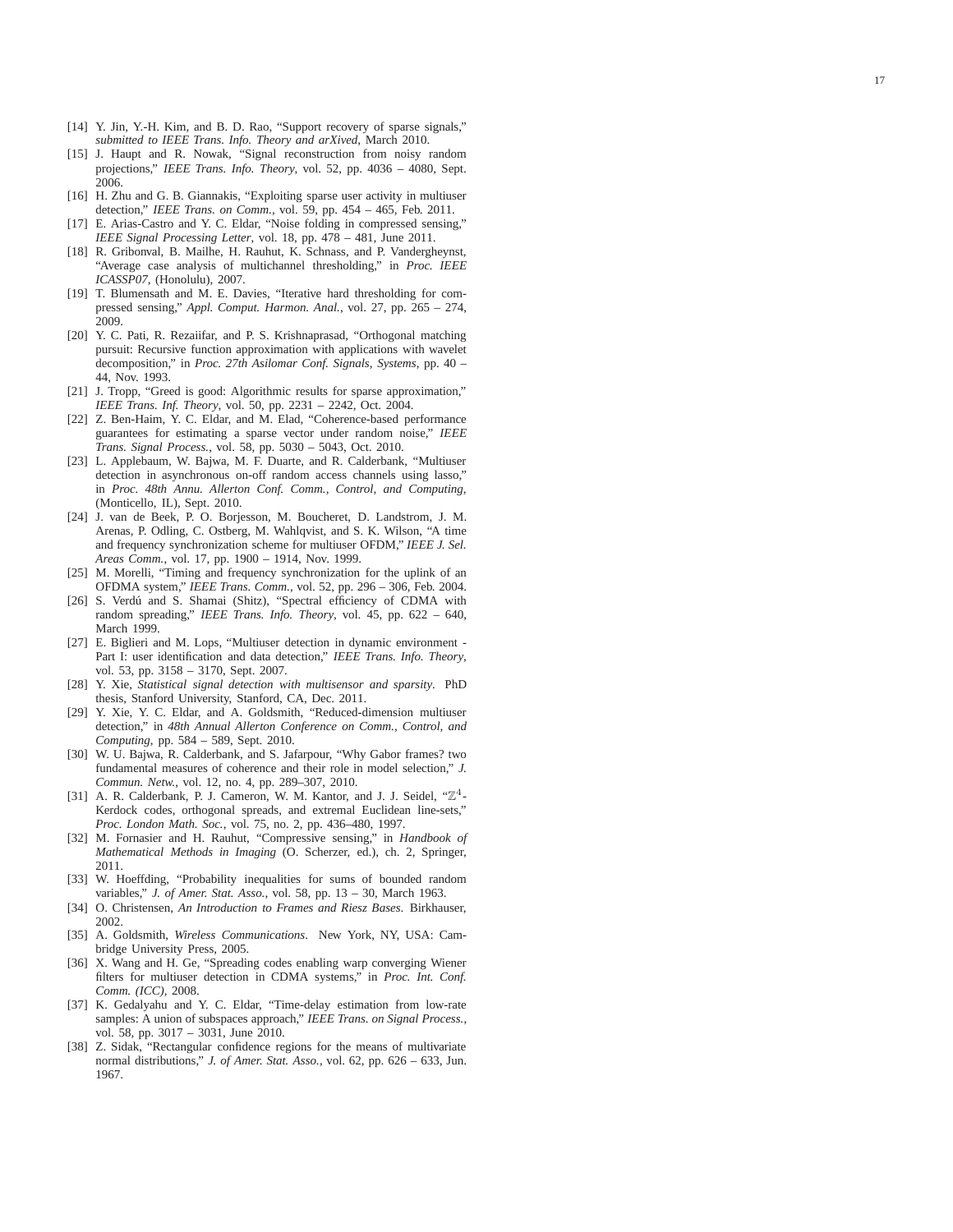[14] Y. Jin, Y.-H. Kim, and B. D. Rao, "Support recovery of sparse signals," *submitted to IEEE Trans. Info. Theory and arXived*, March 2010.

[15] J. Haupt and R. Nowak, "Signal reconstruction from noisy random projections," *IEEE Trans. Info. Theory*, vol. 52, pp. 4036 – 4080, Sept. 2006.

[16] H. Zhu and G. B. Giannakis, "Exploiting sparse user activity in multiuser detection," *IEEE Trans. on Comm.*, vol. 59, pp. 454 – 465, Feb. 2011.

[17] E. Arias-Castro and Y. C. Eldar, "Noise folding in compressed sensing," *IEEE Signal Processing Letter*, vol. 18, pp. 478 – 481, June 2011.

[18] R. Gribonval, B. Mailhe, H. Rauhut, K. Schnass, and P. Vandergheynst, "Average case analysis of multichannel thresholding," in *Proc. IEEE ICASSP07*, (Honolulu), 2007.

[19] T. Blumensath and M. E. Davies, "Iterative hard thresholding for compressed sensing," *Appl. Comput. Harmon. Anal.*, vol. 27, pp. 265 – 274, 2009.

[20] Y. C. Pati, R. Rezaiifar, and P. S. Krishnaprasad, "Orthogonal matching pursuit: Recursive function approximation with applications with wavelet decomposition," in *Proc. 27th Asilomar Conf. Signals, Systems*, pp. 40 – 44, Nov. 1993.

[21] J. Tropp, "Greed is good: Algorithmic results for sparse approximation," *IEEE Trans. Inf. Theory*, vol. 50, pp. 2231 – 2242, Oct. 2004.

[22] Z. Ben-Haim, Y. C. Eldar, and M. Elad, "Coherence-based performance guarantees for estimating a sparse vector under random noise," *IEEE Trans. Signal Process.*, vol. 58, pp. 5030 – 5043, Oct. 2010.

[23] L. Applebaum, W. Bajwa, M. F. Duarte, and R. Calderbank, "Multiuser detection in asynchronous on-off random access channels using lasso," in *Proc. 48th Annu. Allerton Conf. Comm., Control, and Computing*, (Monticello, IL), Sept. 2010.

[24] J. van de Beek, P. O. Borjesson, M. Boucheret, D. Landstrom, J. M. Arenas, P. Odling, C. Ostberg, M. Wahlqvist, and S. K. Wilson, "A time and frequency synchronization scheme for multiuser OFDM," *IEEE J. Sel. Areas Comm.*, vol. 17, pp. 1900 – 1914, Nov. 1999.

[25] M. Morelli, "Timing and frequency synchronization for the uplink of an OFDMA system," *IEEE Trans. Comm.*, vol. 52, pp. 296 – 306, Feb. 2004.

[26] S. Verdú and S. Shamai (Shitz), "Spectral efficiency of CDMA with random spreading," *IEEE Trans. Info. Theory*, vol. 45, pp. 622 – 640, March 1999.

[27] E. Biglieri and M. Lops, "Multiuser detection in dynamic environment - Part I: user identification and data detection," *IEEE Trans. Info. Theory*, vol. 53, pp. 3158 – 3170, Sept. 2007.

[28] Y. Xie, *Statistical signal detection with multisensor and sparsity*. PhD thesis, Stanford University, Stanford, CA, Dec. 2011.

[29] Y. Xie, Y. C. Eldar, and A. Goldsmith, "Reduced-dimension multiuser detection," in *48th Annual Allerton Conference on Comm., Control, and Computing*, pp. 584 – 589, Sept. 2010.

[30] W. U. Bajwa, R. Calderbank, and S. Jafarpour, "Why Gabor frames? two fundamental measures of coherence and their role in model selection," *J. Commun. Netw.*, vol. 12, no. 4, pp. 289–307, 2010.

[31] A. R. Calderbank, P. J. Cameron, W. M. Kantor, and J. J. Seidel, "$\mathbb{Z}^4$-Kerdock codes, orthogonal spreads, and extremal Euclidean line-sets," *Proc. London Math. Soc.*, vol. 75, no. 2, pp. 436–480, 1997.

[32] M. Fornasier and H. Rauhut, "Compressive sensing," in *Handbook of Mathematical Methods in Imaging* (O. Scherzer, ed.), ch. 2, Springer, 2011.

[33] W. Hoeffding, "Probability inequalities for sums of bounded random variables," *J. of Amer. Stat. Asso.*, vol. 58, pp. 13 – 30, March 1963.

[34] O. Christensen, *An Introduction to Frames and Riesz Bases*. Birkhauser, 2002.

[35] A. Goldsmith, *Wireless Communications*. New York, NY, USA: Cambridge University Press, 2005.

[36] X. Wang and H. Ge, "Spreading codes enabling warp converging Wiener filters for multiuser detection in CDMA systems," in *Proc. Int. Conf. Comm. (ICC)*, 2008.

[37] K. Gedalyahu and Y. C. Eldar, "Time-delay estimation from low-rate samples: A union of subspaces approach," *IEEE Trans. on Signal Process.*, vol. 58, pp. 3017 – 3031, June 2010.

[38] Z. Sidak, "Rectangular confidence regions for the means of multivariate normal distributions," *J. of Amer. Stat. Asso.*, vol. 62, pp. 626 – 633, Jun. 1967.